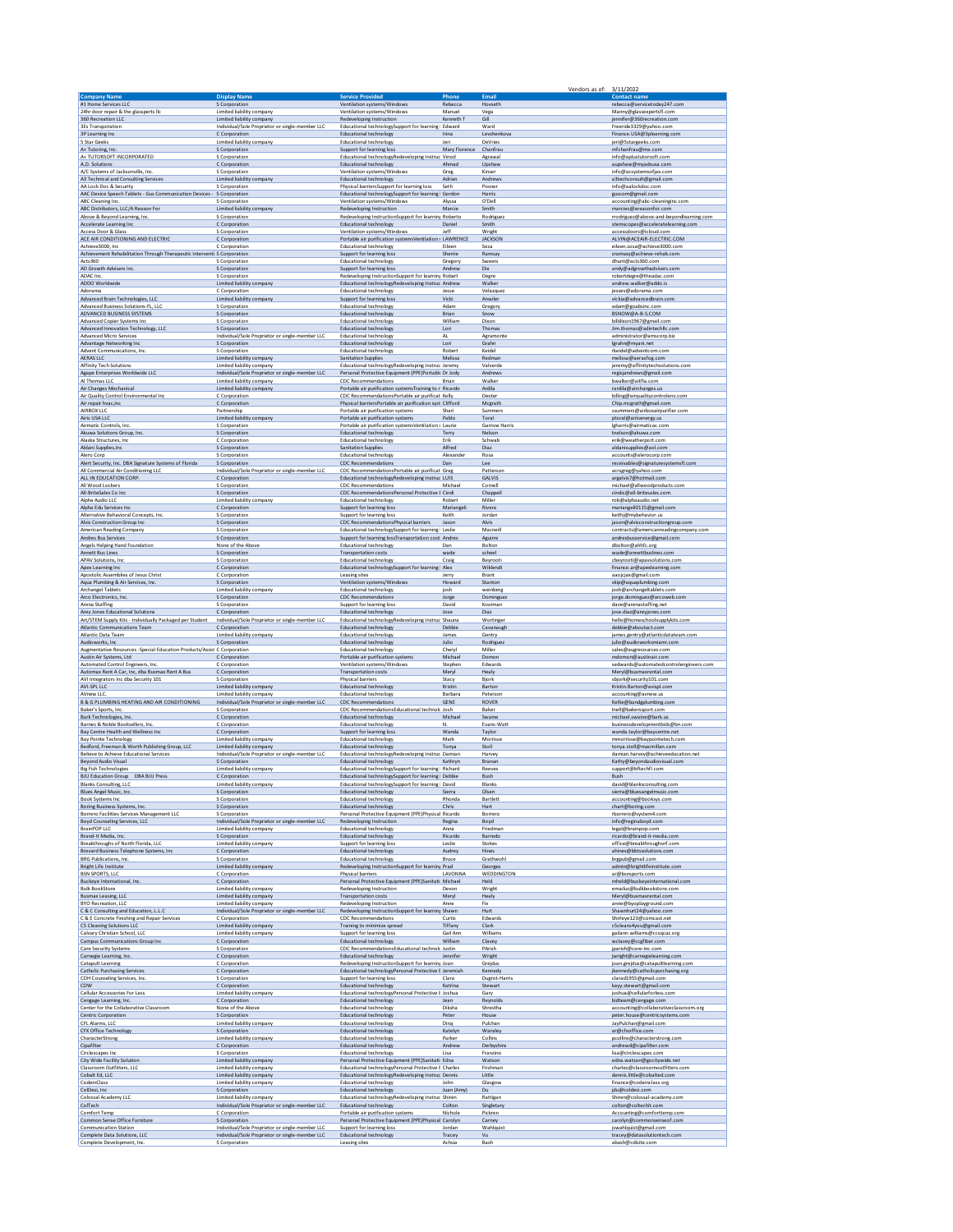Vendors as of: 3/11/2022

| Company Name | Display Name | Service Provided | Phone | Email | Contact name |
|---|---|---|---|---|---|
| #1 Home Services LLC | S Corporation | Ventilation systems/Windows | Rebecca | Hovseth | rebecca@servicetoday247.com |
| 24hr door repair & the glassperts llc | Limited liability company | Ventilation systems/Windows | Manuel | Vega | Manny@glassexpertsfl.com |
| 360 Recreation LLC | Limited liability company | Redeveloping Instruction | Kenneth T | Gill | jennifer@360recreation.com |
| 3Es Transportation | Individual/Sole Proprietor or single-member LLC | Educational technologySupport for learning | Edward | Ward | Freeride3329@yahoo.com |
| 3P Learning Inc | C Corporation | Educational technology | Irina | Levshenkova | Finance.USA@3plearning.com |
| 5 Star Geeks | Limited liability company | Educational technology | Jeri | DeVries | jeri@5stargeeks.com |
| A+ Tutoring, Inc. | S Corporation | Support for learning loss | Mary Florence | Chanfrau | mfchanfrau@me.com |
| A+ TUTORSOFT INCORPORATED | S Corporation | Educational technologyRedeveloping Instruc | Vinod | Agrawal | info@aplustutorsoft.com |
| A.D. Solutions | C Corporation | Educational technology | Ahmad | Upshaw | aupshaw@myadsusa.com |
| A/C Systems of Jacksonville, Inc. | S Corporation | Ventilation systems/Windows | Greg | Kinser | info@acsystemsofjax.com |
| A3 Technical and Consulting Services | Limited liability company | Educational technology | Adrian | Andrews | a3techconsult@gmail.com |
| AA Lock Doc & Security | S Corporation | Physical barriersSupport for learning loss | Seth | Posner | info@aalockdoc.com |
| AAC Device Speech Tablets - Gus Communication Devices | S Corporation | Educational technologySupport for learning | Gordon | Harris | guscom@gmail.com |
| ABC Cleaning Inc. | S Corporation | Ventilation systems/Windows | Alyssa | O'Dell | accounting@abc-cleaninginc.com |
| ABC Distributors, LLC/A Reason For | Limited liability company | Redeveloping Instruction | Marcie | Smith | marcies@areasonfor.com |
| Above & Beyond Learning, Inc. | S Corporation | Redeveloping InstructionSupport for learning | Roberto | Rodriguez | rrodriguez@above-and-beyondlearning.com |
| Accelerate Learning Inc | C Corporation | Educational technology | Daniel | Smith | stemscopes@acceleratelearning.com |
| Access Door & Glass | S Corporation | Ventilation systems/Windows | Jeff | Wright | accessdoors@icloud.com |
| ACE AIR CONDITIONING AND ELECTRIC | C Corporation | Portable air purification systemsVentilation | LAWRENCE | JACKSON | ALVIN@ACEAIR-ELECTRIC.COM |
| Achieve3000, Inc | C Corporation | Educational technology | Eileen | Sosa | eileen.sosa@achieve3000.com |
| Achievement Rehabilitation Through Therapeutic Interventi | S Corporation | Support for learning loss | Sherrie | Ramsay | sramsay@achieve-rehab.com |
| Acts360 | S Corporation | Educational technology | Gregory | Sweers | dhunt@acts360.com |
| AD Growth Advisers Inc. | S Corporation | Support for learning loss | Andrew | Dix | andy@adgrowthadvisers.com |
| ADAC Inc | S Corporation | Redeveloping InstructionSupport for learning | Robert | Degre | robertdegre@theadac.com |
| ADDO Worldwide | Limited liability company | Educational technologyRedeveloping Instruc | Andrew | Walker | andrew.walker@addo.is |
| Adorama | C Corporation | Educational technology | Jesse | Velazquez | jessev@adorama.com |
| Advanced Brain Technologies, LLC | Limited liability company | Support for learning loss | Vicki | Anwiler | vickia@advancedbrain.com |
| Advanced Business Solutions-FL, LLC | S Corporation | Educational technology | Adam | Gregory | adam@goabsinc.com |
| ADVANCED BUSINESS SYSTEMS | S Corporation | Educational technology | Brian | Snow | BSNOW@A-B-S.COM |
| Advanced Copier Systems Inc | S Corporation | Educational technology | William | Dixon | billdixon1967@gmail.com |
| Advanced Innovation Technology, LLC | S Corporation | Educational technology | Lori | Thomas | Jim.thomas@adintechllc.com |
| Advanced Micro Services | Individual/Sole Proprietor or single-member LLC | Educational technology | AL | Agramonte | administrator@amscorp.biz |
| Advantage Networking Inc | S Corporation | Educational technology | Lori | Grahn | lgrahn@myani.net |
| Advent Communications, Inc. | S Corporation | Educational technology | Robert | Keidel | rkeidel@adventcom.com |
| AERAS LLC | Limited liability company | Sanitation Supplies | Melissa | Redman | melissa@aerasfog.com |
| Affinity Tech Solutions | Limited liability company | Educational technologyRedeveloping Instruc | Jeremy | Valverde | jeremy@affinitytechsolutions.com |
| Agape Enterprises Worldwide LLC | Individual/Sole Proprietor or single-member LLC | Personal Protective Equipment (PPE)Portable | Dr Jody | Andrews | regisjandrews@gmail.com |
| AI Thomas LLC | Limited liability company | CDC Recommendations | Brian | Walker | bwalker@aitfla.com |
| Air Changes Mechanical | Limited liability company | Portable air purification systemsTraining to r | Ricardo | Ardila | rardila@airchanges.us |
| Air Quality Control Environmental Inc | C Corporation | CDC RecommendationsPortable air purificat | Kelly | Dexter | billing@airqualitycontrolenv.com |
| Air repair hvac,inc | C Corporation | Physical barriersPortable air purification syst | Clifford | Mcgrath | Chip.mcgrath@gmail.com |
| AIRBOX LLC | Partnership | Portable air purification systems | Shari | Summers | ssummers@airboxairpurifier.com |
| Airis USA LLC | Limited liability company | Portable air purification systems | Pablo | Toral | ptoral@airisenergy.us |
| Airmatic Controls, Inc. | S Corporation | Portable air purification systemsVentilation | Laurie | Garrow Harris | lgharris@airmaticac.com |
| Akuwa Solutions Group, Inc. | S Corporation | Educational technology | Terry | Nelson | tnelson@akuwa.com |
| Alaska Structures, Inc | C Corporation | Educational technology | Erik | Schwab | erik@weatherport.com |
| Aldani Supplies,Inc | S Corporation | Sanitation Supplies | Alfred | Diaz | aldanisupplies@aol.com |
| Alero Corp | S Corporation | Educational technology | Alexander | Rosa | accounts@alerocorp.com |
| Alert Security, Inc. DBA Signature Systems of Florida | S Corporation | CDC Recommendations | Dan | Lee | receivables@signaturesystemsfl.com |
| All Commercial Air Conditioning LLC | Individual/Sole Proprietor or single-member LLC | CDC RecommendationsPortable air purificat | Greg | Patterson | acrsgreg@yahoo.com |
| ALL IN EDUCATION CORP. | C Corporation | Educational technologyRedeveloping Instruc | LUIS | GALVIS | argalvis7@hotmail.com |
| All Wood Lockers | S Corporation | CDC Recommendations | Michael | Cornell | michael@allwoodproducts.com |
| All-BriteSales Co Inc | S Corporation | CDC RecommendationsPersonal Protective E | Cindi | Chappell | cindic@all-britesales.com |
| Alpha Audio LLC | Limited liability company | Educational technology | Robert | Miller | rob@alphaaudio.net |
| Alpha Edu Services Inc | C Corporation | Support for learning loss | Mariangeli | Rivera | mariangeli0115@gmail.com |
| Alternative Behavioral Concepts, Inc. | S Corporation | Support for learning loss | Keith | Jordan | keithj@mybehavior.us |
| Alvis Construction Group Inc | S Corporation | CDC RecommendationsPhysical barriers | Jason | Alvis | jason@alvisconstructiongroup.com |
| American Reading Company | S Corporation | Educational technologySupport for learning | Leslie | Macneill | contracts@americanreadingcompany.com |
| Andres Bus Services | S Corporation | Support for learning lossTransportation cost | Andres | Aguirre | andresbusservice@gmail.com |
| Angels Helping Hand Foundation | None of the Above | Educational technology | Dan | Bolton | dbolton@ahhfc.org |
| Annett Bus Lines | S Corporation | Transportation costs | wade | scheel | wade@annettbuslines.com |
| APAV Solutions, Inc | S Corporation | Educational technology | Craig | Beyrooti | cbeyrooti@apavsolutions.com |
| Apex Learning Inc | C Corporation | Educational technologySupport for learning | Alex | Wiklendt | finance.ar@apexlearning.com |
| Apostolic Assemblies of Jesus Christ | C Corporation | Leasing sites | Jerry | Brant | aaojcjax@gmail.com |
| Aqua Plumbing & Air Services, Inc. | S Corporation | Ventilation systems/Windows | Howard | Stanton | skip@aquaplumbing.com |
| Archangel Tablets | Limited liability company | Educational technology | josh | weinberg | josh@archangeltablets.com |
| Arco Electronics, Inc. | S Corporation | CDC Recommendations | Jorge | Dominguez | jorge.dominguez@arcoweb.com |
| Arena Staffing | S Corporation | Support for learning loss | David | Kooiman | dave@arenastaffing.net |
| Arey Jones Educational Solutions | C Corporation | Educational technology | Jose | Diaz | jose.diaz@areyjones.com |
| Art/STEM Supply Kits - Individually Packaged per Student | Individual/Sole Proprietor or single-member LLC | Educational technologyRedeveloping Instruc | Shauna | Wortinger | hello@homeschoolsupplykits.com |
| Atlantic Communications Team | C Corporation | Educational technology | Debbie | Cavanaugh | debbie@aboutact.com |
| Atlantic Data Team | Limited liability company | Educational technology | James | Gentry | james.gentry@atlanticdatateam.com |
| Audioworks, Inc. | S Corporation | Educational technology | Julio | Rodriguez | julio@audioworksmiami.com |
| Augmentative Resources -Special Education Products/Assis | C Corporation | Educational technology | Cheryl | Miller | sales@augresources.com |
| Austin Air Systems, Ltd | C Corporation | Portable air purification systems | Michael | Domon | mdomon@austinair.com |
| Automated Control Engineers, Inc. | C Corporation | Ventilation systems/Windows | Stephen | Edwards | sedwards@automatedcontrolengineers.com |
| Automax Rent A Car, Inc, dba Busmax Rent A Bus | C Corporation | Transportation costs | Meryl | Healy | Meryl@busmaxrental.com |
| AVI Integrators Inc dba Security 101 | S Corporation | Physical barriers | Stacy | Bjork | sbjork@security101.com |
| AVI-SPL LLC | Limited liability company | Educational technology | Kristin | Barton | Kristin.Barton@avispl.com |
| AVnew LLC. | Limited liability company | Educational technology | Barbara | Peterson | accounting@avnew.us |
| B & G PLUMBING HEATING AND AIR CONDITIONING | Individual/Sole Proprietor or single-member LLC | CDC Recommendations | GENE | ROYER | Kellie@bandgplumbing.com |
| Baker's Sports, Inc. | S Corporation | CDC RecommendationsEducational technolc | Josh | Baker | lnell@bakerssport.com |
| Bark Technologies, Inc. | C Corporation | Educational technology | Michael | Swaine | michael.swaine@bark.us |
| Barnes & Noble Booksellers, Inc. | C Corporation | Educational technology | N. | Evans-Watt | businessdevelopmentbids@bn.com |
| Bay Centre Health and Wellness Inc | C Corporation | Support for learning loss | Wanda | Taylor | wanda.taylor@baycentre.net |
| Bay Pointe Technology | Limited liability company | Educational technology | Mark | Morrisse | mmorrisse@baypointetech.com |
| Bedford, Freeman & Worth Publishing Group, LLC | Limited liability company | Educational technology | Tonya | Stoll | tonya.stoll@macmillan.com |
| Believe to Achieve Educational Services | Individual/Sole Proprietor or single-member LLC | Educational technologyRedeveloping Instruc | Damian | Harvey | damian.harvey@achieveeducation.net |
| Beyond Audio Visual | S Corporation | Educational technology | Kathryn | Brainan | Kathy@beyondaudiovisual.com |
| Big Fish Technologies | Limited liability company | Educational technologySupport for learning | Richard | Reeves | support@bftechfl.com |
| BJU Education Group DBA BJU Press | C Corporation | Educational technologySupport for learning | Debbie | Bush | Bush |
| Blanks Consulting, LLC | Limited liability company | Educational technologySupport for learning | David | Blanks | david@blanksconsulting.com |
| Blues Angel Music, Inc. | S Corporation | Educational technology | Sierra | Olsen | sierra@bluesangelmusic.com |
| Book Systems Inc | S Corporation | Educational technology | Rhonda | Bartlett | accounting@booksys.com |
| Boring Business Systems, Inc. | S Corporation | Educational technology | Chris | Hart | chart@boring.com |
| Bornero Facilities Services Management LLC | S Corporation | Personal Protective Equipment (PPE)Physical | Ricardo | Bornero | rbornero@system4.com |
| Boyd Counseling Services, LLC | Individual/Sole Proprietor or single-member LLC | Redeveloping Instruction | Regina | Boyd | info@reginaboyd.com |
| BrainPOP LLC | Limited liability company | Educational technology | Anna | Friedman | legal@brainpop.com |
| Brand-It Media, Inc. | S Corporation | Educational technology | Ricardo | Barredo | ricardo@brand-it-media.com |
| Breakthroughs of North Florida, LLC | Limited liability company | Support for learning loss | Leslie | Stokes | office@breakthroughsnf.com |
| Brevard Business Telephone Systems, Inc | C Corporation | Educational technology | Audrey | Hines | ahines@bbtsolutions.com |
| BRG Publications, Inc. | S Corporation | Educational technology | Bruce | Grathwohl | brgpub@gmail.com |
| Bright Life Institute | Limited liability company | Redeveloping InstructionSupport for learning | Prad | Georges | admin@brightlifeinstitute.com |
| BSN SPORTS, LLC | C Corporation | Physical barriers | LAVONNA | WEDDINGTON | ar@bsnsports.com |
| Buckeye International, Inc. | C Corporation | Personal Protective Equipment (PPE)Sanitati | Michael | Held | mheld@buckeyeinternational.com |
| Bulk BookStore | Limited liability company | Redeveloping Instruction | Devon | Wright | emailus@bulkbookstore.com |
| Busmax Leasing, LLC | Limited liability company | Transportation costs | Meryl | Healy | Meryl@busmaxrental.com |
| BYO Recreation, LLC | Limited liability company | Redeveloping Instruction | Anne | Fix | anne@byoplayground.com |
| C & C Consulting and Education, L.L.C | Individual/Sole Proprietor or single-member LLC | Redeveloping InstructionSupport for learning | Shawn | Hurt | Shawnhurt24@yahoo.com |
| C & E Concrete Finishing and Repair Services | C Corporation | CDC Recommendations | Curtis | Edwards | Shirleye123@comcast.net |
| C5 Cleaning Solutions LLC | Limited liability company | Training to minimize spread | Tiffany | Clark | c5cleans4you@gmail.com |
| Calvary Christian School, LLC | Limited liability company | Support for learning loss | Gail Ann | Williams | gailann.williams@ccsqcac.org |
| Campus Communications Group Inc | S Corporation | Educational technology | William | Clavey | wclavey@ccgfiber.com |
| Care Security Systems | S Corporation | CDC RecommendationsEducational technolc | Justin | PArish | jparish@care-inc.com |
| Carnegie Learning, Inc. | C Corporation | Educational technology | Jennifer | Wright | jwright@carnegielearning.com |
| Catapult Learning | C Corporation | Redeveloping InstructionSupport for learning | Joan | Grejdus | joan.grejdus@catapultlearning.com |
| Catholic Purchasing Services | C Corporation | Educational technologyPersonal Protective E | Jeremiah | Kennedy | jkennedy@catholicpurchasing.org |
| CDH Counseling Services, Inc. | S Corporation | Support for learning loss | Clara | Dugrot-Harris | clarad1955@gmail.com |
| CDW | C Corporation | Educational technology | Katrina | Stewart | kaxy.stewart@gmail.com |
| Cellular Accessories For Less | Limited liability company | Educational technologyPersonal Protective E | Joshua | Gary | joshua@cellularforless.com |
| Cengage Learning, Inc. | C Corporation | Educational technology | Jean | Reynolds | bidteam@cengage.com |
| Center for the Collaborative Classroom | None of the Above | Educational technology | Diksha | Shrestha | accounting@collaborativeclassroom.org |
| Centric Corporation | S Corporation | Educational technology | Peter | House | peter.house@centricsystems.com |
| CFL Alarms, LLC | Limited liability company | Educational technology | Diraj | Pulchan | JayPulchan@gmail.com |
| CFX Office Technology | S Corporation | Educational technology | Katelyn | Wansley | ar@cfxoffice.com |
| CharacterStrong | Limited liability company | Educational technology | Parker | Collins | pcollins@characterstrong.com |
| Cipafilter | C Corporation | Educational technology | Andrew | Derbyshire | andrewd@cipafilter.com |
| Circlescapes Inc | S Corporation | Educational technology | Lisa | Franzino | lisa@circlescapes.com |
| City Wide Facility Solution | Limited liability company | Personal Protective Equipment (PPE)Sanitati | Edna | Watson | edna.watson@gocitywide.net |
| Classroom Outfitters, LLC | Limited liability company | Educational technologyPersonal Protective E | Charles | Frishman | charles@classroomoutfitters.com |
| Cobalt Ed, LLC | Limited liability company | Educational technologyRedeveloping Instruc | Dennis | Little | dennis.little@cobalted.com |
| CodeinClass | Limited liability company | Educational technology | John | Glasgow | finance@codeinclass.org |
| ColDesi, Inc | S Corporation | Educational technology | Juan (Amy) | Du | jdu@coldesi.com |
| Colossal Academy LLC | Limited liability company | Educational technologyRedeveloping Instruc | Shiren | Rattigan | Shiren@colossal-academy.com |
| ColTech | Individual/Sole Proprietor or single-member LLC | Educational technology | Colton | Singletary | colton@coltechit.com |
| Comfort Temp | C Corporation | Portable air purification systems | Nichole | Picknen | Accounting@comforttemp.com |
| Common Sense Office Furniture | S Corporation | Personal Protective Equipment (PPE)Physical | Carolyn | Carney | carolyn@commonsenseof.com |
| Communication Station | Individual/Sole Proprietor or single-member LLC | Support for learning loss | Jordan | Wahlquist | jswahlquist@gmail.com |
| Complete Data Solutions, LLC | Individual/Sole Proprietor or single-member LLC | Educational technology | Tracey | Vu | tracey@datasolutiontech.com |
| Complete Development, Inc. | S Corporation | Leasing sites | Achsia | Bash | abash@cdsite.com |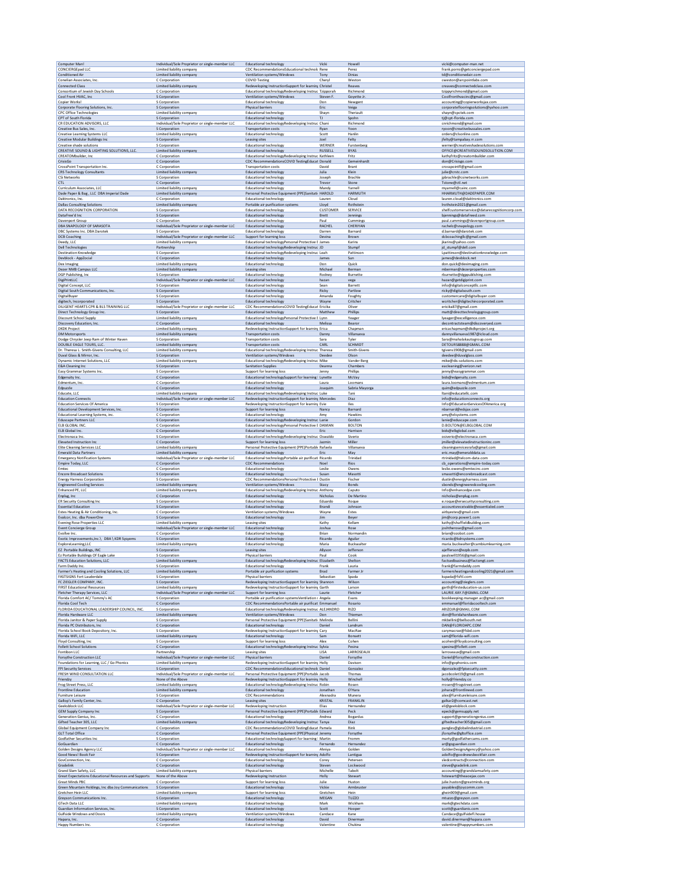| | | | | | |
|---|---|---|---|---|---|
| Computer Man! | Individual/Sole Proprietor or single-member LLC | Educational technology | Vicki | Howell | vicki@computer-man.net |
| CONCIERGEpad LLC | Limited liability company | CDC RecommendationsEducational technolo | Rene | Perez | frank.porro@getconciergepad.com |
| Conditioned Air | Limited liability company | Ventilation systems/Windows | Tony | Dinias | td@conditionedair.com |
| Cornelian Associates, Inc. | C Corporation | COVID Testing | Cheryl | Weston | cweston@arcpointlabs.com |
| Connected Class | Limited liability company | Redeveloping InstructionSupport for learning | Christel | Reaves | creaves@connectedclass.com |
| Consortium of Jewish Day Schools | C Corporation | Educational technologyRedeveloping Instruc | Tzipporah | Richmond | tzipyrichmond@gmail.com |
| Cool Front HVAC, Inc | S Corporation | Ventilation systems/Windows | Steven F. | Goyette Jr. | Coolfronthvacinc@gmail.com |
| Copier Works! | S Corporation | Educational technology | Don | Newgent | accounting@copierworksjax.com |
| Corporate Flooring Solutions, Inc. | S Corporation | Physical barriers | Eric | Veiga | corporateflooringsolutions@yahoo.com |
| CPC Office Technologies | Limited liability company | Educational technology | Shayn | Theriault | shayn@cpctek.com |
| CPT of South Florida | S Corporation | Educational technology | TJ | Spohn | tj@cpt-florida.com |
| CR EDUCATION ADVISORS, LLC | Individual/Sole Proprietor or single-member LLC | Educational technologyRedeveloping Instruc | Chani | Richmond | cnrichmond@gmail.com |
| Creative Bus Sales, Inc. | S Corporation | Transportation costs | Ryan | Yoon | ryoon@creativebussales.com |
| Creative Learning Systems LLC | Limited liability company | Educational technology | Scott | Hanlin | orders@clsonline.com |
| Creative Modular Buildings Inc | S Corporation | Leasing sites | Joel | Felty | jfelty@tampabay.rr.com |
| Creative shade solutions | S Corporation | Educational technology | WERNER | Furstenberg | werner@creativeshadesolutions.com |
| CREATIVE SOUND & LIGHTING SOLUTIONS, LLC. | Limited liability company | Educational technology | RUSSELL | BYAS | OFFICE@CREATIVESOUNDSOLUTION.COM |
| CREATOMbuilder, Inc | C Corporation | Educational technologyRedeveloping Instruc | Kathleen | Fritz | kathyfritz@creatombuilder.com |
| CrisisGo | C Corporation | CDC RecommendationsCOVID TestingEducat | Donald | Gemeinhardt | don@Crisisgo.com |
| CrossPoint Transportation Inc. | C Corporation | Transportation costs | David | Brant | crosspointfl@gmail.com |
| CRS Technology Consultants | Limited liability company | Educational technology | Julia | Klein | julie@crstc.com |
| CSI Networks | S Corporation | Educational technology | Joseph | Brachle | jpbrachle@csinetworks.com |
| CTL | C Corporation | Educational technology | Trevor | Stone | Tstone@ctl.net |
| Curriculum Associates, LLC | Limited liability company | Educational technology | Mandy | Yarnell | myarnell@cainc.com |
| Dade Paper & Bag , LLC DBA Imperial Dade | Limited liability company | Personal Protective Equipment (PPE)Sanitati | HAROLD | HARMUTH | HHARMUTH@DADEPAPER.COM |
| Daktronics, Inc. | C Corporation | Educational technology | Lauren | Cloud | lauren.cloud@daktronics.com |
| Dallas Consulting Solutions | Limited liability company | Portable air purification systems | Lloyd | Rothstein | lrothstein2021@gmail.com |
| DATA RECOGNITION CORPORATION | S Corporation | Educational technology | CUSTOMER | SERVICE | shelfcustomerservice@datarecognitioncorp.com |
| DataFree'd Inc | S Corporation | Educational technology | Brett | Jennings | bjennings@datafreed.com |
| Davenport Group | C Corporation | Educational technology | Paul | Cummings | paul.cummings@davenportgroup.com |
| DBA SNAPOLOGY OF SARASOTA | Individual/Sole Proprietor or single-member LLC | Educational technology | RACHEL | CHERIYAN | rachelc@snapology.com |
| DBC Systems Inc. DBA Darotek | S Corporation | Educational technology | Darren | Barnard | d.barnard@darotek.com |
| DCB Coaching | Individual/Sole Proprietor or single-member LLC | Support for learning loss | Devina | Brown | dcbcoachingllc@gmail.com |
| Deedy, LLC | Limited liability company | Educational technologyPersonal Protective E | James | Karins | jkarins@yahoo.com |
| Dell Technologies | Partnership | Educational technologyRedeveloping Instruc | JD | Stumpf | jd_stumpf@dell.com |
| Destination Knowledge | S Corporation | Educational technologyRedeveloping Instruc | Leah | Pattinson | Lpattinson@destinationknowledge.com |
| Devblock - AppZocial | C Corporation | Educational technology | James | Sun | james@devblock.net |
| Dex Imaging | Limited liability company | Educational technology | Don | Quick | don.quick@deximaging.com |
| Dezer NMB Campus LLC | Limited liability company | Leasing sites | Michael | Berman | mberman@dezerproperties.com |
| DGP Publishing, Inc | S Corporation | Educational technology | Rodney | Burnette | rburnette@dgppublishing.com |
| DigiPrintLLC | Individual/Sole Proprietor or single-member LLC | Educational technology | hazan | vega | hazan@getdigiprint.com |
| Digital Concept, LLC | S Corporation | Educational technology | Sean | Barrett | info@digitalconceptllc.com |
| Digital South Communications, Inc. | S Corporation | Educational technology | Ricky | Partlow | ricky@digitalsouth.com |
| DigitalBuyer | S Corporation | Educational technology | Amanda | Foughty | customercare@digitalbuyer.com |
| digitech, Incorporated | S Corporation | Educational technology | Wayne | Critcher | wcritcher@digitechincorporated.com |
| DILIGENT HEARTS CPR & BLS TRAINING LLC | Individual/Sole Proprietor or single-member LLC | CDC RecommendationsCOVID TestingEducat | Ericika | Oliver | ericika87@gmail.com |
| Direct Technology Group Inc. | S Corporation | Educational technology | Matthew | Phillips | matt@directtechnologygroup.com |
| Discount School Supply | Limited liability company | Educational technologyPersonal Protective E | Lynn | Yeager | lyeager@excelligence.com |
| Discovery Education, Inc. | C Corporation | Educational technology | Melissa | Beaner | decontractsteam@discoveryed.com |
| DKDK Project | Limited liability company | Redeveloping InstructionSupport for learning | Erica | Chapman | ericachapman@dkdkproject.org |
| DM Motorsports | Limited liability company | Transportation costs | Danny | Villanueva | dannyvillanueva1987@icloud.com |
| Dodge Chrysler Jeep Ram of Winter Haven | S Corporation | Transportation costs | Sara | Tyler | Sara@mahalakautogroup.com |
| DOUBLE EAGLE TOURS, LLC. | Limited liability company | Transportation costs | CARL | SCHMIDT | DETOURS8888@GMAIL.COM |
| Dr. Theresa L. Smith-Givens Consulting, LLC | Limited liability company | Educational technologyRedeveloping Instruc | Theresa | Smith-Givens | tgivens1908@gmail.com |
| Duval Glass & Mirror, Inc. | S Corporation | Ventilation systems/Windows | Deedee | Olson | deedee@duvalglass.com |
| Dynamic Internet Solutions, LLC | Limited liability company | Educational technologyRedeveloping Instruc | Mike | Vander Berg | mike@dis-solutions.com |
| E&A Cleaning Inc | S Corporation | Sanitation Supplies | Deanna | Chambers | eacleaning@verizon.net |
| Easy Grammar Systems Inc. | S Corporation | Support for learning loss | Jenny | Phillips | jenny@easygrammar.com |
| Edgenuity Inc. | C Corporation | Educational technologySupport for learning l | Lynette | McVay | bids@edgenuity.com |
| Edmentum, Inc. | C Corporation | Educational technology | Laura | Loomans | laura.loomans@edmentum.com |
| Edpuzzle | C Corporation | Educational technology | Joaquim | Sabria Mayorga | quim@edpuzzle.com |
| Educate, LLC | Limited liability company | Educational technologyRedeveloping Instruc | Luke | Tani | ltani@educatellc.com |
| Education Connects | Individual/Sole Proprietor or single-member LLC | Redeveloping InstructionSupport for learning | Mercedes | Diaz | info@educationconnects.org |
| Education Services Of America | S Corporation | Redeveloping InstructionSupport for learning | Evie | Iles | Info@EducationServicesOfAmerica.org |
| Educational Development Services, Inc. | S Corporation | Support for learning loss | Nancy | Barnard | nbarnard@edsjax.com |
| Educational Learning Systems, Inc. | C Corporation | Educational technology | Amy | Hawkins | amy@elsystems.com |
| Eduscape Partners LLC | S Corporation | Educational technologyRedeveloping Instruc | Lanie | Gordon | lanie@eduscape.com |
| ELB GLOBAL INC. | C Corporation | Educational technologyPersonal Protective E | DAMIAN | BOLTON | D.BOLTON@ELBGLOBAL.COM |
| ELB Global Inc. | C Corporation | Educational technology | Eric | Harrison | bids@elbglobal.com |
| Electronaca Inc. | S Corporation | Educational technologyRedeveloping Instruc | Oswaldo | Siverio | osiverio@electronaca.com |
| Elevated Instruction Inc | C Corporation | Support for learning loss | Jazmin | Miller | jmiller@elevatedinstructioninc.com |
| Elite Cleaning Services LLC | Limited liability company | Personal Protective Equipment (PPE)Portabl | Rafaela | Villanueva | cleaningservicesrafa@gmail.com |
| Emerald Data Partners | Limited liability company | Educational technology | Eric | May | eric.may@emeralddata.us |
| Emergency Notification Systems | Individual/Sole Proprietor or single-member LLC | Educational technologyPortable air purificat | Ricardo | Trinidad | rtrinidad@telcom-data.com |
| Empire Today, LLC | C Corporation | CDC Recommendations | Noel | Rios | cb_operations@empire-today.com |
| Emtec | C Corporation | Educational technology | Leslie | Owens | leslie.owens@emtecinc.com |
| Encore Broadcast Solutions | S Corporation | Educational technology | Susan | Masotti | smasotti@encorebroadcast.com |
| Energy Harness Corporation | S Corporation | CDC RecommendationsPersonal Protective E | Dustin | Fischer | dustin@energyharness.com |
| Engineered Cooling Services | Limited liability company | Ventilation systems/Windows | Stacy | Bonds | sbonds@engineeredcooling.com |
| Enhanced PE, LLC | Limited liability company | Educational technologyRedeveloping Instruc | Anthony | Caputo | Info@enhancedpe.com |
| Enplug, Inc | C Corporation | Educational technology | Nicholas | De Martino | nicholas@enplug.com |
| ER Security Consulting Inc | S Corporation | Educational technology | Eduardo | Roque | e.roque@ersecurityconsulting.com |
| Essential Education | S Corporation | Educational technology | Brandi | Johnson | accountsreceivable@essentialed.com |
| Estes Heating & Air Conditioning, Inc. | C Corporation | Ventilation systems/Windows | Wayne | Estes | airbyestes@gmail.com |
| Evalcor, Inc. dba PowerOne | S Corporation | Educational technology | Jim | Beyer | jim@corp.power1.com |
| Evening Rose Properties LLC | Limited liability company | Leasing sites | Kathy | Kellam | kathy@shaffieldbuilding.com |
| Event Concierge Group | Individual/Sole Proprietor or single-member LLC | Educational technology | Joshua | Rose | joshtherose@gmail.com |
| Evolve Inc. | C Corporation | Educational technology | Brian | Normandin | brian@ozobot.com |
| Exotic Improvements,Inc.\, DBA \ KDR Sysyems | S Corporation | Educational technology | Ricardo | Aguilar | ricardo@kdrsystems.com |
| ExploreLearning,LLC | Limited liability company | Educational technology | Maria | Buckwalter | maria.buckwalter@cambiumlearning.com |
| EZ Portable Buildings, INC | S Corporation | Leasing sites | Allyson | Jefferson | ajefferson@ezpb.com |
| Ez Portable Buildings Of Eagle Lake | S Corporation | Physical barriers | Paul | Cook | pauliswill1956@gmail.com |
| FACTS Education Solutions, LLC | Limited liability company | Educational technologyRedeveloping Instruc | Elizabeth | Shelton | factsedbusiness@factsmgt.com |
| Farm Daddy Inc. | S Corporation | Educational technology | Frank | Lauria | frank@farmdaddy.com |
| Farmer's Heating and Cooling Solutions, LLC | Limited liability company | Portable air purification systems | Brad | Farmer Jr | farmersheatingandcooling2021@gmail.com |
| FASTSIGNS Fort Lauderdale | S Corporation | Physical barriers | Sebastian | Spada | kspada@fsftl.com |
| FC ZIEGLER COMPANY, INC. | S Corporation | Redeveloping InstructionSupport for learning | Shannon | Wilson | accounting@zieglers.com |
| FIRST Educational Resources | Limited liability company | Redeveloping InstructionSupport for learning | Garth | Larson | garth@firsteducation-us.com |
| Fletcher Therapy Services, LLC | Individual/Sole Proprietor or single-member LLC | Support for learning loss | Laurie | Fletcher | LAURIE.KAY.F@GMAIL.COM |
| Florida Comfort AC/ Tommy's AC | S Corporation | Portable air purification systemsVentilation s | Angela | Evans | bookkeeping.manager.ac@gmail.com |
| Florida Cool Tech | S Corporation | CDC RecommendationsPortable air purificat | Emmanuel | Rosario | emmanuel@floridacooltech.com |
| FLORIDA EDUCATIONAL LEADERSHIP COUNCIL, INC. | S Corporation | Educational technologyRedeveloping Instruc | ALEJANDRO | RIZO | ARIZOJR@GMAIL.COM |
| Florida Hardware LLC | Limited liability company | Ventilation systems/Windows | Don | Thieman | don@floridahardware.com |
| Florida Janitor & Paper Supply | S Corporation | Personal Protective Equipment (PPE)Sanitati | Melinda | Bellini | mkbellini@bellsouth.net |
| Florida PC Distributors, Inc | C Corporation | Educational technology | Daniel | Landrum | DAN@FLORIDAPC.COM |
| Florida School Book Depository, Inc. | S Corporation | Redeveloping InstructionSupport for learning | Cary | MacRae | carymacrae@fsbd.com |
| Florida WiFi, LLC | Limited liability company | Educational technology | Sam | Bonsett | sam@florida-wifi.com |
| Floyd Consulting, Inc | S Corporation | Support for learning loss | Alex | Cohen | acohen@floydconsulting.com |
| Follett School Solutions | C Corporation | Educational technologyRedeveloping Instruc | Sylvia | Pesina | spesina@follett.com |
| Fontibon LLC | Partnership | Leasing sites | LISA | LARROSEAUX | larroseaux@gmail.com |
| Forsythe Construction LLC | Individual/Sole Proprietor or single-member LLC | Physical barriers | Daniel | Forsythe | Daniel@forsytheconstruction.com |
| Foundations for Learning, LLC / Go Phonics | Limited liability company | Redeveloping InstructionSupport for learning | Holly | Davison | info@gophonics.com |
| FPI Security Services | S Corporation | CDC RecommendationsEducational technolo | Daniel | Gonzalez | dgonzalez@fpisecurity.com |
| FRESH WIND CONSULTATION LLC | Individual/Sole Proprietor or single-member LLC | Personal Protective Equipment (PPE)Portabl | Jacob | Thomas | jacobcolet19@gmail.com |
| Friendzy | None of the Above | Redeveloping InstructionSupport for learning | Holly | Winchell | holly@friendzy.co |
| Frog Street Press, LLC | Limited liability company | Educational technologyRedeveloping Instruc | Robin | Rosen | rrosen@frogstreet.com |
| Frontline Education | Limited liability company | Educational technology | Jonathan | O'Hara | johara@frontlineed.com |
| Furniture Leisure | S Corporation | CDC Recommendations | Alexnadra | Munera | alex@furnitureleisure.com |
| Gallop's Family Center, Inc. | C Corporation | Leasing sites | KRISTAL | FRANKLIN | gallkar2@comcast.net |
| Geeksblock LLC | Individual/Sole Proprietor or single-member LLC | Redeveloping Instruction | Elias | Hernandez | eli@geeksblock.com |
| GEM Supply Company Inc | S Corporation | Personal Protective Equipment (PPE)Portabl | Edward | Peck | epeck@gemsupply.net |
| Generation Genius, Inc. | C Corporation | Educational technology | Andrea | Bogardus | support@generationgenius.com |
| Gifted Teacher 305, LLC | Limited liability company | Educational technologyRedeveloping Instruc | Tanya | Diaz | giftedteacher305@gmail.com |
| Global Equipment Company Inc | C Corporation | CDC RecommendationsCOVID TestingEducat | Pamela | Rink | pangles@globalindustrial.com |
| GLT Total Office | C Corporation | Personal Protective Equipment (PPE)Physical | Jeremy | Forsythe | jforsythe@gltoffice.com |
| Godfather Securities Inc | S Corporation | Educational technologySupport for learning l | Martin | Fromm | marty@godfathercams.com |
| GoGuardian | C Corporation | Educational technology | Fernando | Hernandez | ar@goguardian.com |
| Golden Designs Agency LLC | Individual/Sole Proprietor or single-member LLC | Educational technology | Ahniya | Golden | GoldenDesignsAgency@yahoo.com |
| Good News! Book Fair | S Corporation | Redeveloping InstructionSupport for learning | Adolfo | Lantigua | adolfo@goodnewsbookfair.com |
| GovConnection, Inc. | C Corporation | Educational technology | Corey | Petersen | sledcontracts@connection.com |
| Gradelink | C Corporation | Educational technology | Steven | Lockwood | steve@gradelink.com |
| Grand Slam Safety, LLC | Limited liability company | Physical barriers | Michelle | Tabolt | accounting@grandslamsafety.com |
| Great Expectations Educational Resources and Supports | None of the Above | Redeveloping Instruction | Holly | Stewart | hstewart@theaoejax.com |
| Great Minds PBC | C Corporation | Support for learning loss | Julie | Huston | julie.huston@greatminds.org |
| Green Mountain Holdings, Inc dba Joy Communications | S Corporation | Educational technology | Vickie | Armbruster | payables@joycomm.com |
| Gretchen Hein LLC | Limited liability company | Support for learning loss | Gretchen | Hein | ghein909@gmail.com |
| Greyson Communications Inc. | S Corporation | Educational technology | MEGAN | TUZZO | mtuzzo@greyson.com |
| GTech Data LLC | Limited liability company | Educational technology | Mark | Wickham | mark@gtechdata.com |
| Guardian Information Services, Inc. | S Corporation | Educational technology | Scott | Hooper | scott@guardianis.com |
| Gulfside Windows and Doors | Limited liability company | Ventilation systems/Windows | Candace | Kane | Candace@gulfsidefl.house |
| Hapara, Inc. | C Corporation | Educational technology | David | Dinerman | david.dinerman@hapara.com |
| Happy Numbers Inc. | C Corporation | Educational technology | Valentine | Chukina | valentine@happynumbers.com |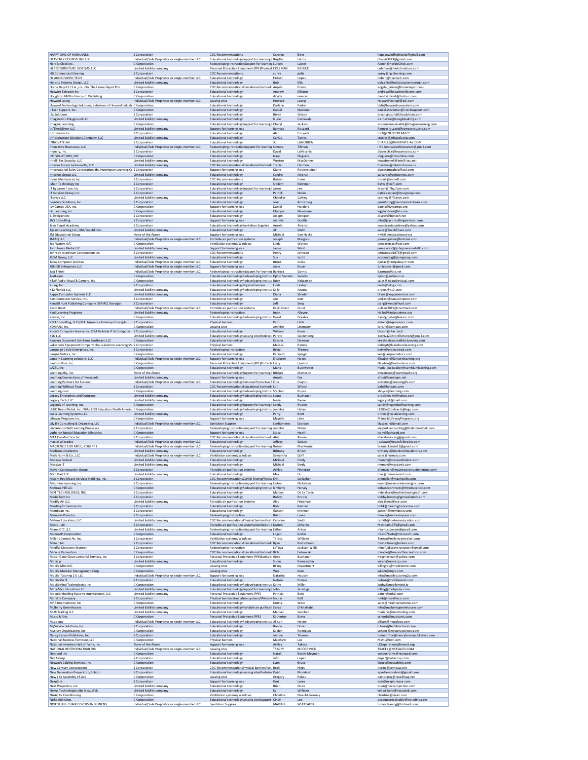| | | | | | |
|---|---|---|---|---|---|
| HAPPY OWL OF HIGHLANDS | S Corporation | CDC Recommendations | Carolyn | Biter | happyowlofhighlands@gmail.com |
| HEAVENLY COUNSELING LLC | Individual/Sole Proprietor or single-member LLC | Educational technologySupport for learning l | Brigitte | Harris | bharris3923@gmail.com |
| Herb N Chick Inc. | C Corporation | Redeveloping InstructionSupport for learning | Loreen | Laster | Admin@HerbNChick.com |
| HERTZ FURNITURE SYSTEMS, LLC | Limited liability company | Personal Protective Equipment (PPE)Physical | COLEMAN | BREGER | coleman@hertzfurniture.com |
| HG Commercial Cleaning | S Corporation | CDC Recommendations | corey | goltz | corey@hg-cleaning.com |
| HL AUDIO VIDEO TECH | Individual/Sole Proprietor or single-member LLC | Educational technology | Hebert | Lopes | hebert@hlavtech.com |
| Holistic Systems Design, LLC | Limited liability company | Educational technology | Bob | Ellis | bob.ellis@holisticsystemsdesign.com |
| Home Depot U.S.A., Inc. dba The Home Depot Pro | C Corporation | CDC RecommendationsEducational technolo | Angela | Prince | angela_prince@homedepot.com |
| Hotwire Telecom inc | S Corporation | Educational technology | Andrew | Elliston | andrew@hotwiretelecom.com |
| Houghton Mifflin Harcourt Publishing | C Corporation | Educational technology | davide | iamiceli | david.iamiceli@hmhco.com |
| Howard Leung | Individual/Sole Proprietor or single-member LLC | Leasing sites | Howard | Leung | Howardhleung6@aol.com |
| Howard Technology Solutions, a division of Howard Industr | C Corporation | Educational technology | Darlene | Parker | bids@howardcomputers.com |
| i-Tech Support, Inc. | C Corporation | Educational technology | Daniel | Stockman | daniel.stockman@i-techsupport.com |
| i2x Solutions | S Corporation | Educational technology | Bryan | Gibson | bryan.gibson@i2xsolutions.com |
| Imagination Playground LLC | Limited liability company | Educational technology | laurie | Carnevale | lcarnevale@ecoglobalmfg.com |
| Imagine Learning | C Corporation | Educational technologySupport for learning l | Charyl | Jackson | accountsreceivable@imaginelearning.com |
| In/The/Mirror LLC | Limited liability company | Support for learning loss | Ramces | Rouzard | Ramcesrouzard@ramcesrouzard.com |
| Infostream Inc | S Corporation | Educational technology | Alan | Crowetz | toffs@INFOSTREAM.CC |
| Infrastructure Solutions Company, LLC | Limited liability company | Educational technology | Carlos | Torres | ctorres@infrasolcorp.com |
| INNOVATE-AV | S Corporation | Educational technology | JC | LAUCIRICA | CHARLES@INNOVATE-AV.COM |
| Innovative Resources, LLC | Individual/Sole Proprietor or single-member LLC | Redeveloping InstructionSupport for learning | Simone | Tillman | Info.InnovativeResources@gmail.com |
| Inquery, Inc. | S Corporation | Educational technology | David | LaVecchia | dlavecchia@inquerycorp.com |
| INT SOLUTIONS, INC | C Corporation | Educational technology | Isaac | Noguera | inoguera@intsonline.com |
| Intelli-Tec Security, LLC | Limited liability company | Educational technology | Weston | MacDonnell | lmacdonnell@intelli-tec.net |
| Interior Fusion Jacksonville, LLC | Limited liability company | CDC RecommendationsEducational technolo | Tracie | Harmon | tharmon@interiorfusion.us |
| International Sales Corporation dba Huntington Learning Ce | S Corporation | Support for learning loss | Diane | Rottensteiner | dianetampabay@aol.com |
| Internos Group LLC | Limited liability company | Educational technology | Sandro | Alvarez | salvarez@gointernos.com |
| Irvine Mechanical, Inc. | S Corporation | CDC Recommendations | Robert | Irvine | robert@irvinefl.com |
| Ishon Technology Inc | S Corporation | Educational technology | Sholem | Kleinman | Batya@lecfl.com |
| IT by Jason J Lee, Inc | S Corporation | Educational technologySupport for learning l | Jason | Lee | Jason@ITbyJLee.com |
| IT Services Group, Inc | S Corporation | Educational technology | Patrick | Nolan | patrick.nolan@itsvcgroup.com |
| ITsavvy LLC | Limited liability company | Educational technology | Chandler | Cathey | ccathey@ITsavvy.com |
| iVenture Solutions, Inc. | S Corporation | Educational technology | Joni | Armstrong | jarmstrong@iventuresolutions.com |
| Ivy Camps USA, Inc. | C Corporation | Support for learning loss | Daniel | Hundert | danny@ivycamps.org |
| IXL Learning, Inc. | C Corporation | Educational technology | Cheryse | Newsome | legalnotices@ixl.com |
| J. Sweigart Inc | S Corporation | Educational technology | Joseph | Sweigart | Joseph@bdjtech.net |
| JAG Consulting | S Corporation | Support for learning loss | Jeannie | Gudith | info@jagconsultingservices.com |
| Jean Piaget Academy | S Corporation | Educational technologySanitation Supplies | Angela | Alvarez | jeanpiagetacademy@yahoo.com |
| Jigsaw Learning LLC, DBA TeachTown | Limited liability company | Educational technology | Jill | Smith | sales@TeachTown.com |
| JM Educational Group | None of the Above | Support for learning loss | Michael | Van Hecke | mvh@jmeducational.org |
| JMIAQ LLC | Individual/Sole Proprietor or single-member LLC | Portable air purification systems | Joseph | Margolis | joemargolisar@hotmail.com |
| Joe Waters A/C | C Corporation | Ventilation systems/Windows | Linda | Waters | joewatersac@aol.com |
| John Jones Media LLC | Limited liability company | Support for learning loss | Jamie | West | jamie.west@johnjonesmediallc.com |
| Johnson Aluminum Construction Inc. | S Corporation | CDC Recommendations | Henry | Johnson | johnsonacl1975@gmail.com |
| JSCM Group, LLC | Limited liability company | Educational technology | Sue | Scott | accounting@jscmgroup.com |
| Julias Computer Services | Individual/Sole Proprietor or single-member LLC | Educational technology | Brook | Julias | bjulias@tampabay.rr.com |
| JUNIEB Enterprises LLC | Individual/Sole Proprietor or single-member LLC | Support for learning loss | Junie | Boyer | Junieboyer@gmail.com |
| Just Think! | Individual/Sole Proprietor or single-member LLC | Redeveloping InstructionSupport for learning | Barbara | Gornto | Bgornto@att.net |
| JustLearn | C Corporation | Educational technologyRedeveloping Instruc | Djimo Serodio | Serodio | djimo@justlearn.io |
| K&W Audio Visual & Camera, Inc | C Corporation | Educational technologyRedeveloping Instruc | Ruby | Kirkpatrick | sales@kwaudiovisual.com |
| K-Log, Inc. | S Corporation | Educational technologyPhysical barriers | Linda | Lester | linda@k-log.com |
| K12 Florida LLC | Limited liability company | Educational technologyRedeveloping Instruc | Kelly | Adams | orders@k12.com |
| Kappa Computer Systems LLC | Limited liability company | Educational technology | Diana | Strader | Diana@kappaservices.com |
| Katz Computer Service, Inc. | S Corporation | Educational technology | Joe | Katz | joekatz@katzcomputer.com |
| Kendall Hunt Publishing Company DBA RCL Benziger | S Corporation | Educational technology | Jeff | Seng | jseng@kendallhunt.com |
| Kevin Durst | Individual/Sole Proprietor or single-member LLC | Portable air purification systems | Kevin Durst | Durst | publius2015@startmail.com |
| Kind Learning Programs | Limited liability company | Redeveloping Instruction | Iman | Alleyne | Hello@kindacademy.org |
| KiwiCo, Inc | C Corporation | Educational technologyRedeveloping Instruc | David | Grijalva | davidgrijalva@kiwico.com |
| KNH Consulting, LLC (DBA: Ingenious Culinary Concepts) | S Corporation | Physical barriers | Kern | Halls | admin@ingeniouscc.com |
| KOMPAN, Inc | C Corporation | Leasing sites | Jennifer | Linzmeier | JenLin@Kompan.com |
| Koon's Computer Service Inc. DBA Reliable IT & Computer | S Corporation | Educational technology | William | Koon | bkoon@ritac.tech |
| KSU LLC | Limited liability company | Educational technologyLeasing sitesRedevel | Peretz | Goldenberg | YeshivaZichronEchonon@gmail.com |
| Kyocera Document Solutions Southeast, LLC | C Corporation | Educational technology | Keesha | Dawson | keesha.dawson@da.kyocera.com |
| Lakeshore Equipment Company dba Lakeshore Learning Ma | S Corporation | Physical barriers | Malissa | Ramos | biddept@lakeshorelearning.com |
| Language Circle Enterprises, Inc. | S Corporation | Redeveloping Instruction | Betty | Thomas | betty@projectread.com |
| LanguaMetrics, Inc. | C Corporation | Educational technology | Kenneth | Spiegel | ken@languametrics.com |
| Lantern Learning solutions, LLC | Individual/Sole Proprietor or single-member LLC | Support for learning loss | Elisabeth | Hayes | Elisabeth@lanternlearning.org |
| Lawton Bros. Inc. | C Corporation | Personal Protective Equipment (PPE)Portabl | Larry | Lawton | lllawton@lawtonbros.com |
| LAZEL, Inc | C Corporation | Educational technology | Maria | Buckwalter | maria.buckwalter@cambiumlearning.com |
| Learning Ally, Inc. | None of the Above | Educational technologySupport for learning l | Bridget | Matteson | bmatteson@learningally.org |
| Learning Connections of Pensacola | Limited liability company | Support for learning loss | Angela | Fox | afox@learningrx.net |
| Learning Partners for Success | Individual/Sole Proprietor or single-member LLC | Educational technologyPersonal Protective E | Elisa | Clayton | eclayton@learningpfs.com |
| Learning Without Tears | S Corporation | CDC RecommendationsEducational technolo | Lori | Wilson | bids@lwtears.com |
| Learning.com | C Corporation | Educational technologyRedeveloping Instruc | Stephen | Boyce | sboyce@learning.com |
| Legacy Enterprises and Company | Limited liability company | Educational technologyRedeveloping Instruc | Laura | Buchanan | oraclehealth@yahoo.com |
| Legacy Tech, LLC | Limited liability company | Educational technology | Nesly | Pierre | legacytek@mail.com |
| Legends of Learning, Inc. | C Corporation | Educational technologySupport for learning l | Sandy | Roskes | sandy@legendsoflearning.com |
| LEGO Brand Retail, Inc. DBA LEGO Education North Americ | C Corporation | Educational technologyRedeveloping Instruc | Jennilee | Haber | LEGOedContracts@lego.com |
| Lexia Learning Systems LLC | Limited liability company | Educational technology | Perry | Bent | orders@lexialearning.com |
| Lifeway Programs Inc | C Corporation | Support for learning loss | Mayelin | Lima | Mlima@LifewayPrograms.org |
| Lily B's Consulting & Organizing, LLC | Individual/Sole Proprietor or single-member LLC | Sanitation Supplies | LeeBurniese | Giordani | lilyspacin@gmail.com |
| Lindamood-Bell Learning Processes | S Corporation | Redeveloping InstructionSupport for learning | Jennifer | Nolan | support.accounting@lindamoodbell.com |
| Lutheran Special Education Ministries | C Corporation | Support for learning loss | Stacy | Hoeft | lsem@luthsped.org |
| MAA Construction Inc | S Corporation | CDC RecommendationsEducational technolo | Abel | Alonso | abelalonso.eng@gmail.com |
| mac of all trades | Individual/Sole Proprietor or single-member LLC | Educational technology | Jeffrey | Salazar | j.salazar@macofalltrades.com |
| MACKENZIE EDD MFCC, ROBERT J | Individual/Sole Proprietor or single-member LLC | Redeveloping InstructionSupport for learning | Robert | MacKenzie | lisamackenzie12@gmail.com |
| Madison Liquidators | Limited liability company | Educational technology | Brittany | Brisky | brittanyb@madisonliquidators.com |
| Mark Hurm & Co., LLC | Individual/Sole Proprietor or single-member LLC | Ventilation systems/Windows | Samantha | Goff | sales@hurmco.com |
| Massive Federal | Limited liability company | Educational technology | Michael | Emdy | memdy@massivefederal.com |
| Massive IT | Limited liability company | Educational technology | Michael | Emdy | memdy@massiveit.com |
| Maven Construction Group | S Corporation | Portable air purification systems | Ashley | Finnegan | afinnegan@mavenconstructiongroup.com |
| Max Mart LLC | Limited liability company | Educational technology | Max | Hu | max@themaxmart.com |
| Maxim Healthcare Services Holdings, Inc. | S Corporation | CDC RecommendationsCOVID TestingPhysic | Erin | Gallagher | erinmiller@maxhealth.com |
| Maximize Learning, Inc. | S Corporation | Redeveloping InstructionSupport for learning | LeAnn | Nickelsen | leann@maximizelearninginc.com |
| McGraw Hill LLC | C Corporation | Educational technologyRedeveloping Instruc | Kimberly | Harvey | bidsandcontracts@mheducation.com |
| MDT TECHNOLOGIES, INC. | S Corporation | Educational technology | Marcos | De La Torre | mdelatore@mdttechnologiesfl.com |
| MediaTech Inc | S Corporation | Educational technology | Bobby | Brooks | bobby.brooks@gomediatech.com |
| Medify Air LLC | Limited liability company | Portable air purification systems | Alec | Friedman | alec@medifyair.com |
| Meeting Tomorrow Inc | S Corporation | Educational technology | Bob | Kastner | bobk@meetingtomorrow.com |
| Memtean Inc. | S Corporation | Educational technology | Ganesh | Krishnan | ganesh@membean.com |
| Memoria Press Inc. | S Corporation | Redeveloping Instruction | Brian | Lowe | blowe@memoriapress.com |
| Meteor Education, LLC | Limited liability company | CDC RecommendationsPhysical barriersPort | Caroline | Smith | csmith@meteoreducation.com |
| Metro - Air | S Corporation | Portable air purification systemsVentilation s | Darren | DiNardo | Metroair1973@gmail.com |
| Miami CTC LLC | Limited liability company | Redeveloping InstructionSupport for learning | Esther | Anton | miami.ctcexam@gmail.com |
| Microsoft Corporation | C Corporation | Educational technology | Logan | Kurtin | mrs007&edu@microsoft.com |
| Miller's Central Air, Inc. | S Corporation | Ventilation systems/Windows | Teresa | Williams | Teresa@millerscentralair.com |
| Milner, Inc | S Corporation | CDC RecommendationsEducational technolo | Ryan | Bertschman | rbertschman@milner.com |
| Mindful Discovery Station I | S Corporation | Redeveloping Instruction | LaToya | Jackson-Wells | mindfuldiscoverystation@gmail.com |
| Miracle Recreation | C Corporation | CDC RecommendationsEducational technolo | Rich | Falkowski | miracle@truenorthrecreation.com |
| Mister Gene Clean Janitorial Services, Inc | S Corporation | Personal Protective Equipment (PPE)Sanitati | Gene | Buchanan | mrgeneclean@yahoo.com |
| Mobicip | Limited liability company | Educational technology | Suren | Ramasubbu | suren@mobicip.com |
| Mobile Mini INC | C Corporation | Leasing sites | Billing | Department | billingrex@mobilemini.com |
| Mobile Modular Management Corp | C Corporation | Leasing sites | Wes | Kent | wkent@mgrc.com |
| Mobile Tutoring 2 U LLC | Individual/Sole Proprietor or single-member LLC | Support for learning loss | Natasha | Housen | info@mobiletutoring2u.com |
| MobileMe IT | S Corporation | Educational technology | Nelson | Primus | nelson@mobilemeit.com |
| MobileMind Technologies Inc | C Corporation | Educational technologyRedeveloping Instruc | Kathy | Miller | kathy@mobilemind.io |
| MobyMax Education LLC | Limited liability company | Educational technologySupport for learning l | John | Jennings | billing@mobymax.com |
| Modular Building Systems International, LLC | Limited liability company | Personal Protective Equipment (PPE) | Patricia | Berk | admin@mbsi.com |
| Moretto Company | S Corporation | Physical barriersVentilation systems/Windov | Nicole | Bell | nmb@morettoco.com |
| MRA International, Inc | C Corporation | Educational technology | Donna | West | sales@mrainternational.com |
| Mulberry Greenhouses | Limited liability company | Educational technologyPortable air purificati | Sanaa | El-khattabi | info@mulberrygreenhouses.com |
| MUR Trading LLC | Limited liability company | Educational technology | Manuel | Sanchez | mariano@murtrading.com |
| Music & Arts | C Corporation | Personal Protective Equipment (PPE) | Katherine | Burns | schools@musicarts.com |
| Muzology | Individual/Sole Proprietor or single-member LLC | Educational technologyRedeveloping Instruc | Allison | Holder | allison@muzology.com |
| MyService Solutions, Inc. | S Corporation | Educational technology | Bonny | Hoza | b.hoza@techtoschool.com |
| Mystery Organization, Inc. | C Corporation | Educational technology | Kaiden | Rodriguez | vendor@mysteryscience.com |
| Nancy Larson Publishers, Inc. | S Corporation | Educational technology | Jeanne | Thomas | homeoffice@nancylarsonpublishers.com |
| National Business Furniture, LLC | C Corporation | Physical barriers | Matthew | Los | MattL@nbf.com |
| National Inventors Hall of Fame, Inc | None of the Above | Support for learning loss | Ashley | Takacs | LDIoperations@invent.org |
| NATIONAL RESTROOM TRAILERS | Individual/Sole Proprietor or single-member LLC | Leasing sites | TRACEY | MCCORMICK | TRACEY@NRTSALES.COM |
| Nearpod Inc | C Corporation | Educational technology | Natali | Barski-Meyman | vendorforms@nearpod.com |
| Net A Corp | S Corporation | Educational technology | Julio | Lopez | jlopez@netacorp.com |
| Network Cabling Services, Inc. | C Corporation | Educational technology | Lynn | Bruce | lbruce@ncscabling.com |
| New Century Construction | S Corporation | CDC RecommendationsPhysical barriersPort | Beth | Higgs | nccinc@comcast.net |
| New Generation Preparatory School | S Corporation | Educational technologyLeasing sitesPortable | Debf | Mondesir | apostlemondesir@gmail.com |
| New Life Assembly of God | C Corporation | Leasing sites | Gregory | Rakes | pastorgreg@newlifeag.net |
| Nexplore | S Corporation | Support for learning loss | Dori | Larrea | dori@nexploreusa.com |
| Next Projection, LLC | Limited liability company | Educational technology | Brian | Gluck | brian@nextprojection.com |
| Nexus Technologies dba NexusTek | Limited liability company | Educational technology | Kel | Williams | kel.williams@nexustek.com |
| NisAir Air Conditioning | C Corporation | Ventilation systems/Windows | Christine | Nisa-Mulrooney | christine@nisair.com |
| NoRedInk Corp. | C Corporation | Educational technologyLeasing sitesSupport | Cindy | Lee | accountsreceivable@noredink.com |
| NORTH HILL CHAIR COVERS AND LINENS | Individual/Sole Proprietor or single-member LLC | Sanitation Supplies | MARIAH | WHITTAKER | fudailcleaning@hotmail.com |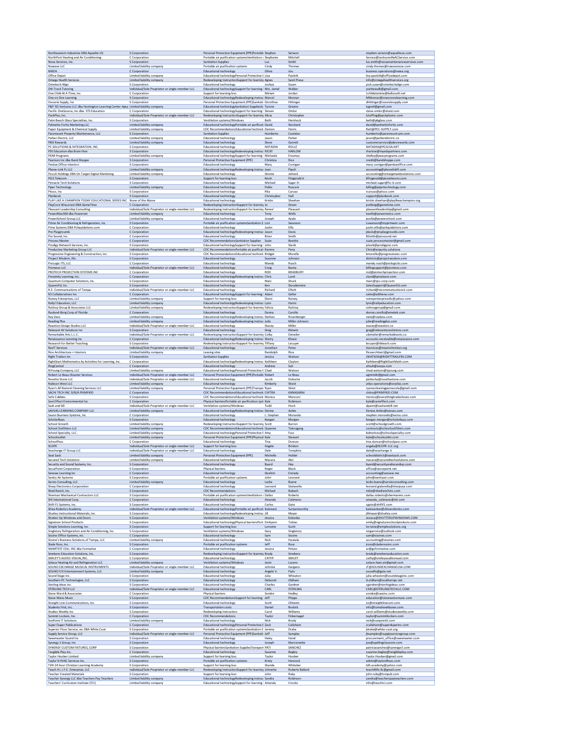| | | | | | |
|---|---|---|---|---|---|
| Northeastern Industries DBA Aqualite US | S Corporation | Personal Protective Equipment (PPE)Portable | Stephen | Serwon | stephen.serwon@aqualiteus.com |
| NorthPort Heating and Air Conditioning | C Corporation | Portable air purification systemsVentilation s | Stephanie | Mitchell | Service@JacksonvilleACService.com |
| Nova Services, Inc. | S Corporation | Sanitation Supplies | Luz | Smith | luz.smith@novamaintenanceservices.com |
| Nuwave LLC | Limited liability company | Portable air purification systems | Cindy | Thomas | cindy.thomas@nuwavenow.com |
| NWEA | C Corporation | Educational technology | Olivia | Jou | business.operations@nwea.org |
| Office Depot | Limited liability company | Educational technologyPersonal Protective E | Lisa | Pastirik | lisa.pastirik@officedepot.com |
| Omega Health Services | Limited liability company | Redeveloping InstructionSupport for learning | Agnes | Saint Preux | info@omegahealthservices.org |
| Omnitech Align | S Corporation | Educational technology | Joshua | Susen | josh.susen@omnitechalign.com |
| ON-Track Tutoring | Individual/Sole Proprietor or single-member LLC | Educational technologySupport for learning | Mrs. Jamel | Walker | yvettewalk@gmail.com |
| One Child At A Time, Inc | C Corporation | Support for learning loss | Miriam | Jordan | 1childatatime@bellsouth.net |
| One on One Learning | S Corporation | Educational technologyRedeveloping Instruc | Marcel | Monnar | MMonnar@oneononelearning.com |
| Osceola Supply, Inc | S Corporation | Personal Protective Equipment (PPE)Sanitati | Dorothea | Hittinger | dhittinger@osceolasupply.com |
| P&P '83 Ventures LLC dba Huntington Learning Center-Apop | Limited liability company | Educational technologySanitation SuppliesSu | Tyrone | Greene | tygre4@gmail.com |
| Pacific OneSource, Inc dba. STS Education | C Corporation | Educational technologySupport for learning | Steven | Omlor | steve.omlor@stsed.com |
| PackPlus, Inc. | Individual/Sole Proprietor or single-member LLC | Redeveloping InstructionSupport for learning | Alicia | Christopher | tstaffing@packplusinc.com |
| Palm Beach Glass Specialties, Inc. | S Corporation | Ventilation systems/Windows | Beth | Hershock | beth@pbglass.com |
| Palmetto Fortis Marketing LLC | Limited liability company | Educational technologyPortable air purificati | David | Stockard | david@palmettofortis.com |
| Paper Equipment & Chemical Supply | Limited liability company | CDC RecommendationsEducational technolo | Damon | Harris | Rett@PEC-SUPPLY.com |
| Paramount Property Maintenance, LLC | S Corporation | Sanitation Supplies | Humberto | Castelan | humberto@paramount-pm.com |
| Parker Electric, LLC | Limited liability company | Educational technology | Jason | Parker | jason@parkerelectric.co |
| PBIS Rewards | Limited liability company | Educational technology | Steve | Garrett | customerservice@pbisrewards.com |
| PC SOLUTIONS & INTEGRATION, INC. | S Corporation | Educational technology | NATASHA | ROLLE | NATASHA@PCSUSA.NET |
| PDI Education dba Brain Hive | S Corporation | Educational technologyRedeveloping Instruc | RICKY | HARLOW | rharlow@myedupartners.com |
| PEAR Programs | Limited liability company | Educational technologySupport for learning | Michaele | Erasmus | shelley@pearprograms.com |
| Pearison Inc dba Band Shoppe | S Corporation | Personal Protective Equipment (PPE) | Christina | Rice | credit@bandshoppe.com |
| Perdue Office Interiors | S Corporation | Educational technology | Mary | Corrigan | mary.corrigan@perdueoffice.com |
| Phone-Link FL LLC | Limited liability company | Educational technologyRedeveloping Instruc | Juan | Pipoli | accounting@phonelinkfl.com |
| Piccoli Holdings DBA On Target Digital Marketing | Limited liability company | Educational technology | Shonte | Jelneck | accounting@ontargetwebsolutions.com |
| PICS Telecom | S Corporation | Support for learning loss | Kevin | Fitzgerald Jr | kfitzgerald@picstelecom.com |
| Pinnacle Tech Solutions | S Corporation | Educational technology | Michael | Sugar III | michael.sugar@fic-it.com |
| Piper Technology | Limited liability company | Educational technology | Pablo | Rusconi | billing@pipertechnology.com |
| Pitsco, Inc | S Corporation | Educational technology | Rita | Caruso | rcaruso@pitsco.com |
| Planbook | S Corporation | Educational technology | Christopher | Hall | support@planbook.com |
| PLAY LIKE A CHAMPION TODAY EDUCATIONAL SERIES INC | None of the Above | Educational technology | Kristin | Sheehan | kristin.sheehan@playlikeachampion.org |
| PlayCore Wisconsin DBA GameTime | C Corporation | Redeveloping InstructionSupport for learning | Jo | Green | joelleng@gametime.com |
| Pleasant Leadership Consulting | Individual/Sole Proprietor or single-member LLC | Redeveloping InstructionSupport for learning | Renee' | Pleasant | pleasantleadership@gmail.com |
| PowerMax360 dba Powernet | Limited liability company | Educational technology | Tony | Wells | twells@powernetco.com |
| PowerSchool Group LLC | Limited liability company | Educational technology | Joseph | Ayala | psnfp@powerschool.com |
| Prime Air Conditioning & Refrigeration, Inc | S Corporation | Portable air purification systemsSanitation S | Lori | Swanson | Lswanson@myprimeair.com |
| Prine Systems DBA Pcliquidations.com | C Corporation | Educational technology | Justin | Ellis | justin.ellis@pcliquidations.com |
| Pro Playgrounds | C Corporation | Educational technologyRedeveloping Instruc | Jason | Davis | jdavis@proplaygrounds.com |
| Pro Sound, Inc. | C Corporation | Educational technology | Brian | Smith | BSmith@prosound.net |
| Process Master | C Corporation | CDC RecommendationsSanitation Supplies | Suzie | Beattie | suzie.processmaster@gmail.com |
| Prodigy Network Services, Inc. | S Corporation | Educational technologySupport for learning | John | Slavik | jslavik@prodigyns.com |
| Productive Marketing Group LLC | Individual/Sole Proprietor or single-member LLC | CDC RecommendationsPortable air purificat | Ramiro | Pena | Chris@airpurity.solutions |
| Progressive Engineering & Construction, Inc. | S Corporation | CDC RecommendationsEducational technolo | Bridget | Morello | bmorello@progressivepec.com |
| Project Wisdom, INc. | S Corporation | Educational technology | Suzanne | Johnsen | districts@projectwisdom.com |
| ProLogic ITS, LLC | C Corporation | Educational technology | Mandy | Rusch | mandy.rusch@prologicits.com |
| Promevo LLC | Individual/Sole Proprietor or single-member LLC | Educational technology | Craig | Banta | billingsupport@promevo.com |
| PROTECH PROJECTION SYSTEMS INC | C Corporation | Educational technology | ROD | BRADBURY | rod@protechprojection.com |
| Proximity Learning, Inc. | C Corporation | Educational technologyRedeveloping Instruc | Chris | Land | cland@proxlearn.com |
| Quantum Computer Solutions, Inc. | S Corporation | Educational technology | Marc | Shuck | marc@qcs-corp.com |
| QuaverEd, Inc. | S Corporation | Educational technology | Ken | Stoudenmire | SalesSupport@QuaverEd.com |
| R.E. Communications of Tampa | Individual/Sole Proprietor or single-member LLC | Educational technology | Richard | Elliott | richard@recommunications1.com |
| R3 Collaboratives Inc | C Corporation | Educational technologySupport for learning | Adam | Geller | sales@edthena.com |
| Rainey Enterprises, LLC | Limited liability company | Support for learning loss | Eboni | Rainey | raineyenterprisesllc@yahoo.com |
| Rally! Education, LLC | Limited liability company | Educational technologyRedeveloping Instruc | Lynn | Harris | lynn@rallyeducation.com |
| Rattray Group & Associates LLC | Limited liability company | Redeveloping InstructionSupport for learning | Felicia | Rattray | rattraygroup@gmail.com |
| Rauland-Borg Corp of Florida | C Corporation | Educational technology | Donna | Carollo | donna.carollo@ametek.com |
| Ray Dass | Limited liability company | Educational technologyRedeveloping Instruc | Nathan | Rosenberger | nate@raydass.com |
| Reading Plus | Limited liability company | Educational technologyRedeveloping Instruc | Julie | Miller-Johnson | julie@readingplus.com |
| Reaxtion Design Studios LLC | Individual/Sole Proprietor or single-member LLC | Educational technology | Stacey | Miller | stacey@reaxtion.co |
| Relevant AV Solutions Inc | S Corporation | Educational technology | Greg | Klimetz | greg@relevantavsolutions.com |
| Remarkable Arts L.L.C. | Individual/Sole Proprietor or single-member LLC | Redeveloping InstructionSupport for learning | Colby | Detwiler | cdetwiler@remarkablearts.co |
| Renaissance Learning Inc | C Corporation | Educational technologyRedeveloping Instruc | Sherry | Khane | accounts.receivable@renaissance.com |
| Research for Better Teaching | S Corporation | Redeveloping InstructionSupport for learning | Tiffany | Lecuyer | lecuyer@rbteach.com |
| RezIT Services | Individual/Sole Proprietor or single-member LLC | Educational technology | Jonathan | Perez | itservices@miamichristian.org |
| Rice Architecture + Interiors | Limited liability company | Leasing sites | Randolph | Rice | Ricearchitect@gmail.com |
| Right Trailers Inc | S Corporation | Sanitation Supplies | Jessica | Watson | JWATSON@RIGHTTRAILERS.COM |
| RightStart Mathematics by Activities for Learning, Inc. | C Corporation | Educational technologyRedeveloping Instruc | Kathleen | Clayton | Kathleen@RightStartMath.com |
| RingCentral | C Corporation | Educational technology | Andrew | Suh | ahsuh@avaya.com |
| RJYoung Company, LLC | Limited liability company | Educational technologyPersonal Protective E | Chad | Watson | chad.watson@rjyoung.com |
| Robert Le Beau Disaster Services | Individual/Sole Proprietor or single-member LLC | Personal Protective Equipment (PPE)Portabl | Robert | Le Beau | agentmldr@gmail.com |
| Rosetta Stone LLC | Individual/Sole Proprietor or single-member LLC | Educational technology | Jacob | Dobscha | jdobscha@rosettastone.com |
| Rubicon West LLC | Limited liability company | Educational technology | Kimberly | Ward | atlas-operations@onatlas.com |
| Ryan's All Natural Cleaning Services LLC | Limited liability company | Personal Protective Equipment (PPE)Transpo | Ryan | West | ryanscleaningpensacola@gmail.com |
| SACHI TECH INC D/B/A PIKMYKID | C Corporation | CDC RecommendationsEducational technolo | CHITRA | KANAGARAJ | chitra@PIKMYKID.COM |
| Safe Cubbies | S Corporation | CDC RecommendationsEducational technolo | Monica | Menconi | monica@everythingtradeshows.com |
| Sani Effect Environmental Inc | C Corporation | Physical barriersPortable air purification syst | Kyle | Robinson | kyle@sanieffect.com |
| Sash and Sill | Individual/Sole Proprietor or single-member LLC | Ventilation systems/Windows | Todd | Hoch | dparet@sashandsill.net |
| SAVVAS LEARNING COMPANY LLC | Limited liability company | Educational technologyRedeveloping Instruc | Denise | Aviles | Denise.Aviles@savvas.com |
| Saxon Business Systems, Inc | C Corporation | Educational technology | L. Stephen | Morando | stephen.morando@xerox.com |
| ScholarBuys | S Corporation | Educational technology | Keegan | Morgan | keegan.morgan@scholarbuys.com |
| School Growth | Limited liability company | Redeveloping InstructionSupport for learning | Scott | Barron | scott@schoolgrowth.com |
| School Outfitters LLC | Limited liability company | CDC RecommendationsEducational technolo | Queenie | Takougang | contracts@schooloutfitters.com |
| School Specialty, LLC. | Limited liability company | Educational technologyPersonal Protective E | Amy | Fuss | bidnotices@schoolspecialty.com |
| Schooloutlet | Limited liability company | Personal Protective Equipment (PPE)Physical | Kyle | Stewart | kyle@schooloutlet.com |
| SchoolPass | C Corporation | Educational technology | Tina | Duncan | tina.duncan@schoolpass.com |
| SCOPE | Individual/Sole Proprietor or single-member LLC | Support for learning loss | Angela | Brinton | angela@SCOPE-LLC.org |
| Seachange IT Group LLC | Individual/Sole Proprietor or single-member LLC | Educational technology | Dale | Tompkins | dale@seachange.it |
| Seat Sack | Limited liability company | Personal Protective Equipment (PPE) | Michelle | Holder | schooldistrict@seatsack.com |
| Secured Tech Solutions | Limited liability company | Educational technology | Macara | Aloi | macara@securedtechsolutions.com |
| Security and Sound Systems, Inc. | S Corporation | Educational technology | Byard | Hey | byard@securityandsoundsys.com |
| SecurPoint Corporation | S Corporation | Physical barriers | Roger | Black | office@securpoint.net |
| Seesaw Learning inc | C Corporation | Educational technology | Ibrahim | Estrada | accounting@seesaw.me |
| Sentry Air Systems | S Corporation | Portable air purification systems | John | Leonard | john@sentryair.com |
| Servio Consulting, LLC | Limited liability company | Educational technology | Leslie | Buenz | leslie.buenz@servioconsulting.com |
| Sharp Electronics Corporation | C Corporation | Educational technology | Leonard | Gialanella | leonard.gialanella@sharpusa.com |
| Shed Ranch, Inc. | S Corporation | CDC Recommendations | Michael | Bubash | mike@shedranchinc.com |
| Sherman Mechanical Contractors LLC | S Corporation | Portable air purification systemsVentilation | Dallas | Roberts | dallas.roberts@shermanmc.com |
| SHI International Corp. | C Corporation | Educational technology | Amanda | Calimano | amanda_calimano@shi.com |
| Shift F1 Systems, Inc. | S Corporation | Educational technology | Carlos | Gato | cgato@shiftf1.com |
| Shiva Robotics Academy | Individual/Sole Proprietor or single-member LLC | Educational technologyPortable air purificati | Kalaivani | Suriyamoorthy | kalaisankar@shivarobotics.com |
| Shurley Instructional Materials, Inc. | S Corporation | Educational technologyRedeveloping Instruc | Jill | Meyer | jillmeyer@shurley.com |
| Shutter Up Windows and Doors | S Corporation | Ventilation systems/Windows | Jessica | Kobosko | Jessica@SHUTTERUPWINDOWS.COM |
| Signature School Products | S Corporation | Educational technologyPhysical barriersPort | Emilyann | Tobias | emily@signatureschoolproducts.com |
| Simple Solutions Learning, Inc. | S Corporation | Support for learning loss | Lorraine | Scott | lorraine@simplesolutions.org |
| Singletary Refrigeration and Air Conditioning, Inc. | S Corporation | Ventilation systems/Windows | Gary | Singletary | singservice@outlook.com |
| Sissine Office Systems, inc. | C Corporation | Educational technology | Sam | Sissine | sam@sissines.com |
| Sissine's Business Solutions of Tampa, LLC | Limited liability company | Educational technology | Nick | Hautala | accounting@sissines.com |
| Slade Ross, Inc. | S Corporation | Portable air purification systems | Jeff | Ross | jross@sladerossinc.com |
| SMARTEST EDU, INC dba Formative | C Corporation | Educational technology | Jessica | Peluso | ar@goformative.com |
| Smekens Education Solutions, Inc. | S Corporation | Redeveloping InstructionSupport for learning | Brady | Smekens | brady@smekenseducation.com |
| SMILEY'S AUDIO-VISUAL,INC. | C Corporation | Educational technology | CATHY | SMILEY | cathy@smileysaudiovisual.com |
| Solace Heating Air and Refrigeration LLC | Limited liability company | Ventilation systems/Windows | Jevin | Lucero | solace.heat.air@gmail.com |
| SOUND EXCHANGE MUSICAL INSTRUMENTS | Individual/Sole Proprietor or single-member LLC | Educational technology | Johnnie | Gargano | JT@SOUNDEXCHANGEUSA.COM |
| SOUND F/X Entertainment Systems, LLC | Limited liability company | Educational technology | Angelo V. | Fialo | soundfx@gate.net |
| Sound Stage Inc. | S Corporation | Educational technology | Julia | Wheaton | julia.wheaton@soundstageinc.com |
| Southern PC Technologies, LLC | S Corporation | Educational technology | Deborah | Oldham | d.oldham@southernpc.net |
| Sterling Ideas Inc. | S Corporation | Educational technology | Charles | Gardner | cgardner@sterlingideas.com |
| STERLING TECH LLC | Individual/Sole Proprietor or single-member LLC | Educational technology | CARL | STERLING | CARL@STERLINGTECHLLC.COM |
| Steve Ward & Associates | C Corporation | Physical barriers | Sondra | Hadley | sondra@swainc.com |
| Steve Weiss Music | S Corporation | CDC RecommendationsSupport for learning | Jeff | Phipps | education@steveweissmusic.com |
| Straight Line Communications, Inc. | S Corporation | Educational technology | Scott | Ohlwein | so@straightlinecom.com |
| Students First, Inc. | S Corporation | Transportation costs | Daniel | Bostick | info@tomahawkbuses.com |
| Studies Weekly Inc | S Corporation | Redeveloping Instruction | Carol | Williams | carol.williams@studiesweekly.com |
| Summit Lockers, Inc. | C Corporation | CDC Recommendations | Taylor | Finkernagel | taylor@summitlockers.com |
| SunPoint IT Solutions | Limited liability company | Educational technology | Nick | Brady | nick@sunpointit.com |
| Super Duper Publications | C Corporation | Educational technologyPersonal Protective E | Zack | Callaham | zcallaham@superduperinc.com |
| Superior Floor Service, inc DBA White Coat | S Corporation | Portable air purification systemsSanitation S | Jeremy | Drake | jdrake@white-coat.org |
| Supply Service Group, LLC | Individual/Sole Proprietor or single-member LLC | Personal Protective Equipment (PPE)Sanitati | Jeff | Samples | jbsamples@supplyservicegroup.com |
| Sweetwater Sound Inc | S Corporation | Educational technology | Haley | Hand | procurement_office@sweetwater.com |
| Synergy 1 Group, Inc. | S Corporation | Educational technology | Joseph | Marcionette | joe@spellingclassroom.com |
| SYNERGY CUSTOM FIXTURES, CORP | S Corporation | Physical barriersSanitation SuppliesTransport | PATI | SANCHEZ | patriciasanchez@synergycf.com |
| Tangible Play Inc. | C Corporation | Educational technology | Suzanne | Begley | suzanne.begley@tangibleplay.com |
| Taylor Hoober Limited | Limited liability company | Support for learning loss | Taylor | Hoober | Taylor.Hoober@gmail.com |
| Taylor'd HVAC Services Inc. | S Corporation | Portable air purification systems | Kristy | Hancock | admin@taylordhvac.com |
| TDH 24 hour Christian Learning Academy | S Corporation | Support for learning loss | Shanda | Whitaker | tdh.academy@yahoo.com |
| Teach 4 L.I.F.E. Enterprise, LLC | Individual/Sole Proprietor or single-member LLC | Redeveloping InstructionSupport for learning | Johnette | Roberts Ballard | teach4life.llc@gmail.com |
| Teacher Created Materials | S Corporation | Support for learning loss | John | Ruby | john.ruby@tcmpub.com |
| Teacher Synergy LLC dba Teachers Pay Teachers | Limited liability company | Educational technologyRedeveloping Instruc | Sandra | Robinson | sandra@teacherspayteachers.com |
| Teachers' Curriculum Institute (TCI) | Limited liability company | Educational technologySupport for learning | Amanda | Crooks | info@teachtci.com |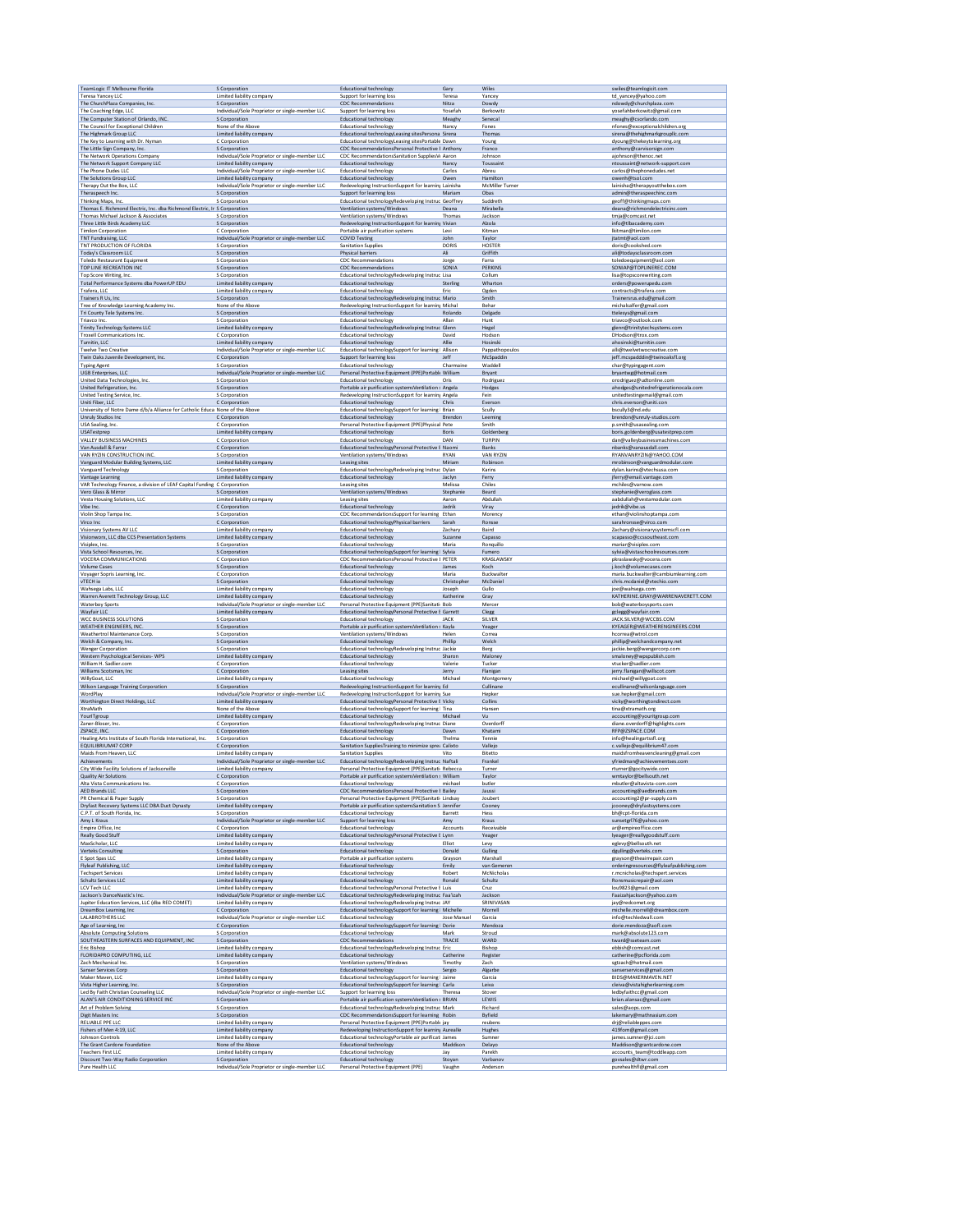| | | | | | |
|---|---|---|---|---|---|
| TeamLogic IT Melbourne Florida | S Corporation | Educational technology | Gary | Wiles | swiles@teamlogicit.com |
| Teresa Yancey LLC | Limited liability company | Support for learning loss | Teresa | Yancey | td_yancey@yahoo.com |
| The ChurchPlaza Companies, Inc. | S Corporation | CDC Recommendations | Nitza | Dowdy | ndowdy@churchplaza.com |
| The Coaching Edge, LLC | Individual/Sole Proprietor or single-member LLC | Support for learning loss | Yosefah | Berkowitz | yosefahberkowitz@gmail.com |
| The Computer Station of Orlando, INC. | S Corporation | Educational technology | Meaghy | Senecal | meaghy@csorlando.com |
| The Council for Exceptional Children | None of the Above | Educational technology | Nancy | Fones | nfones@exceptionalchildren.org |
| The Highmark Group LLC | Limited liability company | Educational technologyLeasing sitesPersona | Sirena | Thomas | sirena@thehighmarkgroupllc.com |
| The Key to Learning with Dr. Nyman | C Corporation | Educational technologyLeasing sitesPortable | Dawn | Young | dyoung@thekeytolearning.org |
| The Little Sign Company, Inc. | S Corporation | CDC RecommendationsPersonal Protective E | Anthony | Franco | anthony@carvisorsign.com |
| The Network Operations Company | Individual/Sole Proprietor or single-member LLC | CDC RecommendationsSanitation SuppliesVe | Aaron | Johnson | ajohnson@thenoc.net |
| The Network Support Company LLC | Limited liability company | Educational technology | Nancy | Toussaint | ntoussaint@network-support.com |
| The Phone Dudes LLC | Individual/Sole Proprietor or single-member LLC | Educational technology | Carlos | Abreu | carlos@thephonedudes.net |
| The Solutions Group LLC | Limited liability company | Educational technology | Owen | Hamilton | owenh@tsol.com |
| Therapy Out the Box, LLC | Individual/Sole Proprietor or single-member LLC | Redeveloping InstructionSupport for learning | Lainisha | McMiller Turner | lainisha@therapyoutthebox.com |
| Theraspeech Inc. | S Corporation | Support for learning loss | Mariam | Obas | admin@theraspeechinc.com |
| Thinking Maps, Inc. | S Corporation | Educational technologyRedeveloping Instruc | Geoffrey | Suddreth | geoff@thinkingmaps.com |
| Thomas E. Richmond Electric, Inc. dba Richmond Electric, Ir | S Corporation | Ventilation systems/Windows | Deana | Mirabella | deana@richmondelectricinc.com |
| Thomas Michael Jackson & Associates | S Corporation | Ventilation systems/Windows | Thomas | Jackson | tmja@comcast.net |
| Three Little Birds Academy LLC | S Corporation | Redeveloping InstructionSupport for learnin | Vivian | Alzola | info@tlbacademy.com |
| Timilon Corporation | C Corporation | Portable air purification systems | Levi | Kitman | lkitman@timilon.com |
| TNT Fundraising, LLC | Individual/Sole Proprietor or single-member LLC | COVID Testing | John | Taylor | jtatmt@aol.com |
| TNT PRODUCTION OF FLORIDA | S Corporation | Sanitation Supplies | DORIS | HOSTER | doris@cookshed.com |
| Today's Classroom LLC | S Corporation | Physical barriers | Ali | Griffith | ali@todaysclassroom.com |
| Toledo Restaurant Equipment | S Corporation | CDC Recommendations | Jorge | Farra | toledoequipment@aol.com |
| TOP LINE RECREATION INC | S Corporation | CDC Recommendations | SONIA | PERKINS | SONIAP@TOPLINEREC.COM |
| Top Score Writing, Inc. | S Corporation | Educational technologyRedeveloping Instruc | Lisa | Collum | lisa@topscorewriting.com |
| Total Performance Systems dba PowerUP EDU | Limited liability company | Educational technology | Sterling | Wharton | orders@powerupedu.com |
| Trafera, LLC | Limited liability company | Educational technology | Eric | Ogden | contracts@trafera.com |
| Trainers R Us, Inc | S Corporation | Educational technologyRedeveloping Instruc | Mario | Smith | Trainersrus.edu@gmail.com |
| Tree of Knowledge Learning Academy Inc. | None of the Above | Redeveloping InstructionSupport for learnin | Michal | Behar | michalsaffer@gmail.com |
| Tri County Tele Systems Inc. | S Corporation | Educational technology | Rolando | Delgado | ttelesys@gmail.com |
| Triavco Inc. | S Corporation | Educational technology | Allan | Hunt | triavco@outlook.com |
| Trinity Technology Systems LLC | Limited liability company | Educational technologyRedeveloping Instruc | Glenn | Hegel | glenn@trinitytechsystems.com |
| Troxell Communications Inc. | C Corporation | Educational technology | David | Hodson | DHodson@trox.com |
| Turnitin, LLC | Limited liability company | Educational technology | Allie | Hosinski | ahosinski@turnitin.com |
| Twelve Two Creative | Individual/Sole Proprietor or single-member LLC | Educational technologySupport for learning | Allison | Pappathopoulos | alli@twelvetwocreative.com |
| Twin Oaks Juvenile Development, Inc. | C Corporation | Support for learning loss | Jeff | McSpaddin | jeff.mcspaddin@twinoaksfl.org |
| Typing Agent | S Corporation | Educational technology | Charmaine | Waddell | char@typingagent.com |
| UGB Enterprises, LLC | Individual/Sole Proprietor or single-member LLC | Personal Protective Equipment (PPE)Portabl | William | Bryant | bryantwg@hotmail.com |
| United Data Technologies, Inc. | S Corporation | Educational technology | Oris | Rodriguez | orodriguez@udtonline.com |
| United Refrigeration, Inc. | S Corporation | Portable air purification systemsVentilation | Angela | Hodges | ahodges@unitedrefrigerationocala.com |
| United Testing Service, Inc. | S Corporation | Redeveloping InstructionSupport for learnin | Angela | Fein | unitedtestingemail@gmail.com |
| Uniti Fiber, LLC | C Corporation | Educational technology | Chris | Everson | chris.everson@uniti.com |
| University of Notre Dame d/b/a Alliance for Catholic Educa | None of the Above | Educational technologySupport for learning | Brian | Scully | bscully3@nd.edu |
| Unruly Studios Inc | C Corporation | Educational technology | Brendon | Leeming | brendon@unruly-studios.com |
| USA Sealing, Inc. | C Corporation | Personal Protective Equipment (PPE)Physical | Pete | Smith | p.smith@usasealing.com |
| USATestprep | Limited liability company | Educational technology | Boris | Goldenberg | boris.goldenberg@usatestprep.com |
| VALLEY BUSINESS MACHINES | C Corporation | Educational technology | DAN | TURPIN | dan@valleybusinessmachines.com |
| Van Ausdall & Farrar | C Corporation | Educational technologyPersonal Protective E | Naomi | Banks | nbanks@vanausdall.com |
| VAN RYZIN CONSTRUCTION INC. | S Corporation | Ventilation systems/Windows | RYAN | VAN RYZIN | RYANVANRYZIN@YAHOO.COM |
| Vanguard Modular Building Systems, LLC | Limited liability company | Leasing sites | Miriam | Robinson | mrobinson@vanguardmodular.com |
| Vanguard Technology | S Corporation | Educational technologyRedeveloping Instruc | Dylan | Karins | dylan.karins@vtechsusa.com |
| Vantage Learning | Limited liability company | Educational technology | Jaclyn | Ferry | jferry@email.vantage.com |
| VAR Technology Finance, a division of LEAF Capital Funding | C Corporation | Leasing sites | Melissa | Chiles | mchiles@varnow.com |
| Vero Glass & Mirror | S Corporation | Ventilation systems/Windows | Stephanie | Beard | stephanie@veroglass.com |
| Vesta Housing Solutions, LLC | Limited liability company | Leasing sites | Aaron | Abdullah | aabdullah@vestamodular.com |
| Vibe Inc. | C Corporation | Educational technology | Jedrik | Viray | jedrik@vibe.us |
| Violin Shop Tampa Inc. | S Corporation | CDC RecommendationsSupport for learning | Ethan | Morency | ethan@violinshoptampa.com |
| Virco Inc | C Corporation | Educational technologyPhysical barriers | Sarah | Ronsse | sarahronsse@virco.com |
| Visionary Systems AV LLC | Limited liability company | Educational technology | Zachary | Baird | Zachary@visionarysystemscfl.com |
| Visionworx, LLC dba CCS Presentation Systems | Limited liability company | Educational technology | Suzanne | Capasso | scapasso@ccssoutheast.com |
| Visiplex, Inc. | S Corporation | Educational technology | Maria | Ronquillo | mariar@visiplex.com |
| Vista School Resources, Inc. | S Corporation | Educational technologySupport for learning | Sylvia | Fumero | sylvia@vistaschoolresources.com |
| VOCERA COMMUNICATIONS | C Corporation | CDC RecommendationsPersonal Protective E | PETER | KRASLAWSKY | pkraslawsky@vocera.com |
| Volume Cases | S Corporation | Educational technology | James | Koch | j.koch@volumecases.com |
| Voyager Sopris Learning, Inc. | C Corporation | Educational technology | Maria | Buckwalter | maria.buckwalter@cambiumlearning.com |
| vTECH io | S Corporation | Educational technology | Christopher | McDaniel | chris.mcdaniel@vtechio.com |
| Wahsega Labs, LLC | Limited liability company | Educational technology | Joseph | Gullo | joe@wahsega.com |
| Warren Averett Technology Group, LLC | Limited liability company | Educational technology | Katherine | Gray | KATHERINE.GRAY@WARRENAVERETT.COM |
| Waterboy Sports | Individual/Sole Proprietor or single-member LLC | Personal Protective Equipment (PPE)Sanitati | Bob | Mercer | bob@waterboysports.com |
| Wayfair LLC | Limited liability company | Educational technologyPersonal Protective E | Garrett | Clegg | gclegg@wayfair.com |
| WCC BUSINESS SOLUTIONS | S Corporation | Educational technology | JACK | SILVER | JACK.SILVER@WCCBS.COM |
| WEATHER ENGINEERS, INC. | S Corporation | Portable air purification systemsVentilation | Kayla | Yeager | KYEAGER@WEATHERENGINEERS.COM |
| Weathertrol Maintenance Corp. | S Corporation | Ventilation systems/Windows | Helen | Correa | hcorrea@wtrol.com |
| Welch & Company, Inc. | S Corporation | Educational technology | Phillip | Welch | phillip@welchandcompany.net |
| Wenger Corporation | S Corporation | Educational technologyRedeveloping Instruc | Jackie | Berg | jackie.berg@wengercorp.com |
| Western Psychological Services- WPS | Limited liability company | Educational technology | Sharon | Maloney | smaloney@wpspublish.com |
| William H. Sadlier Inc. | C Corporation | Educational technology | Valerie | Tucker | vtucker@sadlier.com |
| Williams Scotsman, Inc | C Corporation | Leasing sites | Jerry | Flanigan | jerry.flanigan@willscot.com |
| WillyGoat, LLC | Limited liability company | Educational technology | Michael | Montgomery | michael@willygoat.com |
| Wilson Language Training Corporation | S Corporation | Redeveloping InstructionSupport for learnin | Ed | Cullinane | ecullinane@wilsonlanguage.com |
| WordPlay | Individual/Sole Proprietor or single-member LLC | Redeveloping InstructionSupport for learnin | Sue | Hepker | sue.hepker@gmail.com |
| Worthington Direct Holdings, LLC | Limited liability company | Educational technologyPersonal Protective E | Vicky | Collins | vicky@worthingtondirect.com |
| XtraMath | None of the Above | Educational technologySupport for learning | Tina | Hansen | tina@xtramath.org |
| YourITgroup | Limited liability company | Educational technology | Michael | Vu | accounting@youritgroup.com |
| Zaner-Bloser, Inc. | C Corporation | Educational technologyRedeveloping Instruc | Diane | Overdorff | diane.overdorff@highlights.com |
| ZSPACE, INC. | C Corporation | Educational technology | Dawn | Khatami | RFP@ZSPACE.COM |
| Healing Arts Institute of South Florida International, Inc. | S Corporation | Educational technology | Thelma | Tennie | info@healingartsofl.org |
| EQUILIBRIUM47 CORP | C Corporation | Sanitation SuppliesTraining to minimize sprea | Calixto | Vallejo | c.vallejo@equilibrium47.com |
| Maids From Heaven, LLC | Limited liability company | Sanitation Supplies | Vito | Bitetto | maidsfromheavencleaning@gmail.com |
| Achievements | Individual/Sole Proprietor or single-member LLC | Educational technologyRedeveloping Instruc | Naftali | Frankel | yfriedman@achievementses.com |
| City Wide Facility Solutions of Jacksonville | Limited liability company | Personal Protective Equipment (PPE)Sanitati | Rebecca | Turner | rturner@cityswide.com |
| Quality Air Solutions | C Corporation | Portable air purification systemsVentilation | William | Taylor | wmtaylor@bellsouth.net |
| Alta Vista Communications Inc. | C Corporation | Educational technology | michael | butler | mbutler@altavista-com.com |
| AED Brands LLC | S Corporation | CDC RecommendationsPersonal Protective E | Bailey | Jaussi | accounting@aedbrands.com |
| PR Chemical & Paper Supply | S Corporation | Personal Protective Equipment (PPE)Sanitati | Lindsay | Joubert | accounting2@pr-supply.com |
| Dryfast Recovery Systems LLC DBA Duct Dynasty | Limited liability company | Portable air purification systemsSanitation S | Jennifer | Cooney | jcooney@dryfastsystems.com |
| C.P.T. of South Florida, Inc. | S Corporation | Educational technology | Barrett | Hess | bh@cpt-florida.com |
| Amy L Kraus | Individual/Sole Proprietor or single-member LLC | Support for learning loss | Amy | Kraus | sunsetgrl76@yahoo.com |
| Empire Office, Inc | C Corporation | Educational technology | Accounts | Receivable | ar@empireoffice.com |
| Really Good Stuff | Limited liability company | Educational technologyPersonal Protective E | Lynn | Yeager | lyeager@reallygoodstuff.com |
| MaxScholar, LLC | Limited liability company | Educational technology | Elliot | Levy | eglevy@bellsouth.net |
| Verteks Consulting | S Corporation | Educational technology | Donald | Gulling | dgulling@verteks.com |
| E Spot Spas LLC | Limited liability company | Portable air purification systems | Grayson | Marshall | grayson@theairrepair.com |
| Flyleaf Publishing, LLC | Limited liability company | Educational technology | Emily | van Gemenen | orderingresources@flyleafpublishing.com |
| Techspert Services | Limited liability company | Educational technology | Robert | McNicholas | r.mcnicholas@techspert.services |
| Schultz Services LLC | Limited liability company | Educational technology | Ronald | Schultz | Ronsmusicrepair@aol.com |
| LCV Tech LLC | Limited liability company | Educational technologyPersonal Protective E | Luis | Cruz | lou9823@gmail.com |
| Jackson's DanceNastic's Inc. | Individual/Sole Proprietor or single-member LLC | Educational technologyRedeveloping Instruc | Faa'izah | Jackson | Faaizahjackson@yahoo.com |
| Jupiter Education Services, LLC (dba RED COMET) | Limited liability company | Educational technologyRedeveloping Instruc | JAY | SRINIVASAN | jay@redcomet.org |
| DreamBox Learning, Inc | C Corporation | Educational technologySupport for learning | Michelle | Morrell | michelle.morrell@dreambox.com |
| LALABROTHERS LLC | Individual/Sole Proprietor or single-member LLC | Educational technology | Jose Manuel | Garcia | info@techedwall.com |
| Age of Learning, Inc | C Corporation | Educational technologySupport for learning | Dorie | Mendoza | dorie.mendoza@aofl.com |
| Absolute Computing Solutions | S Corporation | Educational technology | Mark | Stroud | mark@absolute123.com |
| SOUTHEASTERN SURFACES AND EQUIPMENT, INC | S Corporation | CDC Recommendations | TRACIE | WARD | tward@seteam.com |
| Eric Bishop | Limited liability company | Educational technologyRedeveloping Instruc | Eric | Bishop | ebbish@comcast.net |
| FLORIDAPRO COMPUTING, LLC | Limited liability company | Educational technology | Catherine | Register | catherine@pcflorida.com |
| Zach Mechanical Inc. | S Corporation | Ventilation systems/Windows | Timothy | Zach | sgtzach@hotmail.com |
| Sanser Services Corp | S Corporation | Educational technology | Sergio | Algarbe | sanserservices@gmail.com |
| Maker Maven, LLC | Limited liability company | Educational technologySupport for learning | Jaime | Garcia | BIDS@MAKERMAVEN.NET |
| Vista Higher Learning, Inc. | S Corporation | Educational technologySupport for learning | Carla | Leiva | cleiva@vistahigherlearning.com |
| Led By Faith Christian Counseling LLC | Individual/Sole Proprietor or single-member LLC | Support for learning loss | Theresa | Stover | ledbyfaithcc@gmail.com |
| ALAN'S AIR CONDITIONING SERVICE INC | S Corporation | Portable air purification systemsVentilation | BRIAN | LEWIS | brian.alansac@gmail.com |
| Art of Problem Solving | S Corporation | Educational technologyRedeveloping Instruc | Mark | Richard | sales@aops.com |
| Digit Masters Inc | S Corporation | CDC RecommendationsSupport for learning | Robin | Byfield | lakemary@mathnasium.com |
| RELIABLE PPE LLC | Limited liability company | Personal Protective Equipment (PPE)Portabl | jay | reubens | drj@reliableppes.com |
| Fishers of Men 4:19, LLC | Limited liability company | Redeveloping InstructionSupport for learnin | Aureallie | Hughes | 419fom@gmail.com |
| Johnson Controls | Limited liability company | Educational technologyPortable air purificat | James | Sumner | james.sumner@jci.com |
| The Grant Cardone Foundation | None of the Above | Educational technology | Maddison | Delayo | Maddison@grantcardone.com |
| Teachers First LLC | Limited liability company | Educational technology | Jay | Parekh | accounts_team@toddleapp.com |
| Discount Two-Way Radio Corporation | S Corporation | Educational technology | Stoyan | Varbanov | govsales@dtwr.com |
| Pure Health LLC | Individual/Sole Proprietor or single-member LLC | Personal Protective Equipment (PPE) | Vaughn | Anderson | purehealthfl@gmail.com |